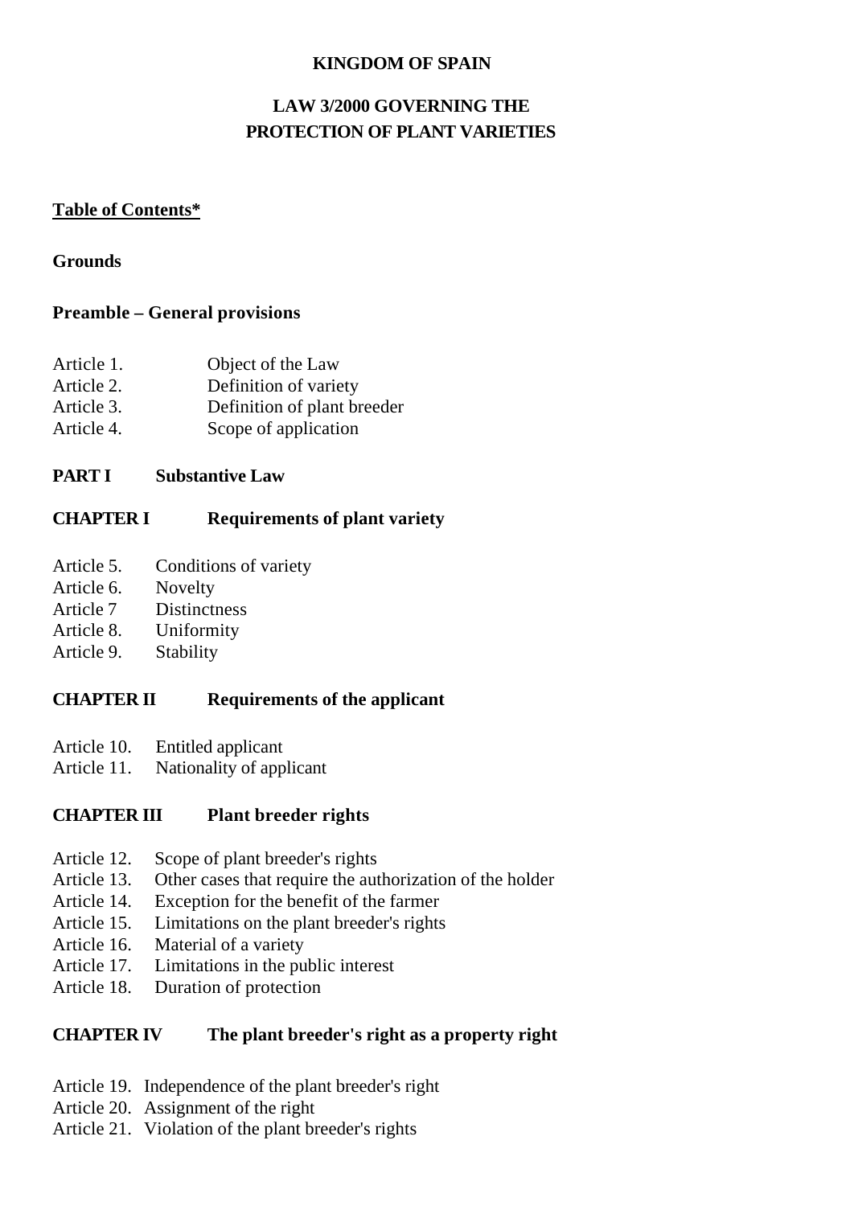**KINGDOM OF SPAIN**

# LAW 3/2000 GOVERNING THE PROTECTION OF PLANT VARIETIES

**Table of Contents***

**Grounds**

**Preamble – General provisions**

Article 1. Object of the Law
Article 2. Definition of variety
Article 3. Definition of plant breeder
Article 4. Scope of application

**PART I Substantive Law**

**CHAPTER I Requirements of plant variety**

Article 5. Conditions of variety
Article 6. Novelty
Article 7 Distinctness
Article 8. Uniformity
Article 9. Stability

**CHAPTER II Requirements of the applicant**

Article 10. Entitled applicant
Article 11. Nationality of applicant

**CHAPTER III Plant breeder rights**

Article 12. Scope of plant breeder's rights
Article 13. Other cases that require the authorization of the holder
Article 14. Exception for the benefit of the farmer
Article 15. Limitations on the plant breeder's rights
Article 16. Material of a variety
Article 17. Limitations in the public interest
Article 18. Duration of protection

**CHAPTER IV The plant breeder's right as a property right**

Article 19. Independence of the plant breeder's right
Article 20. Assignment of the right
Article 21. Violation of the plant breeder's rights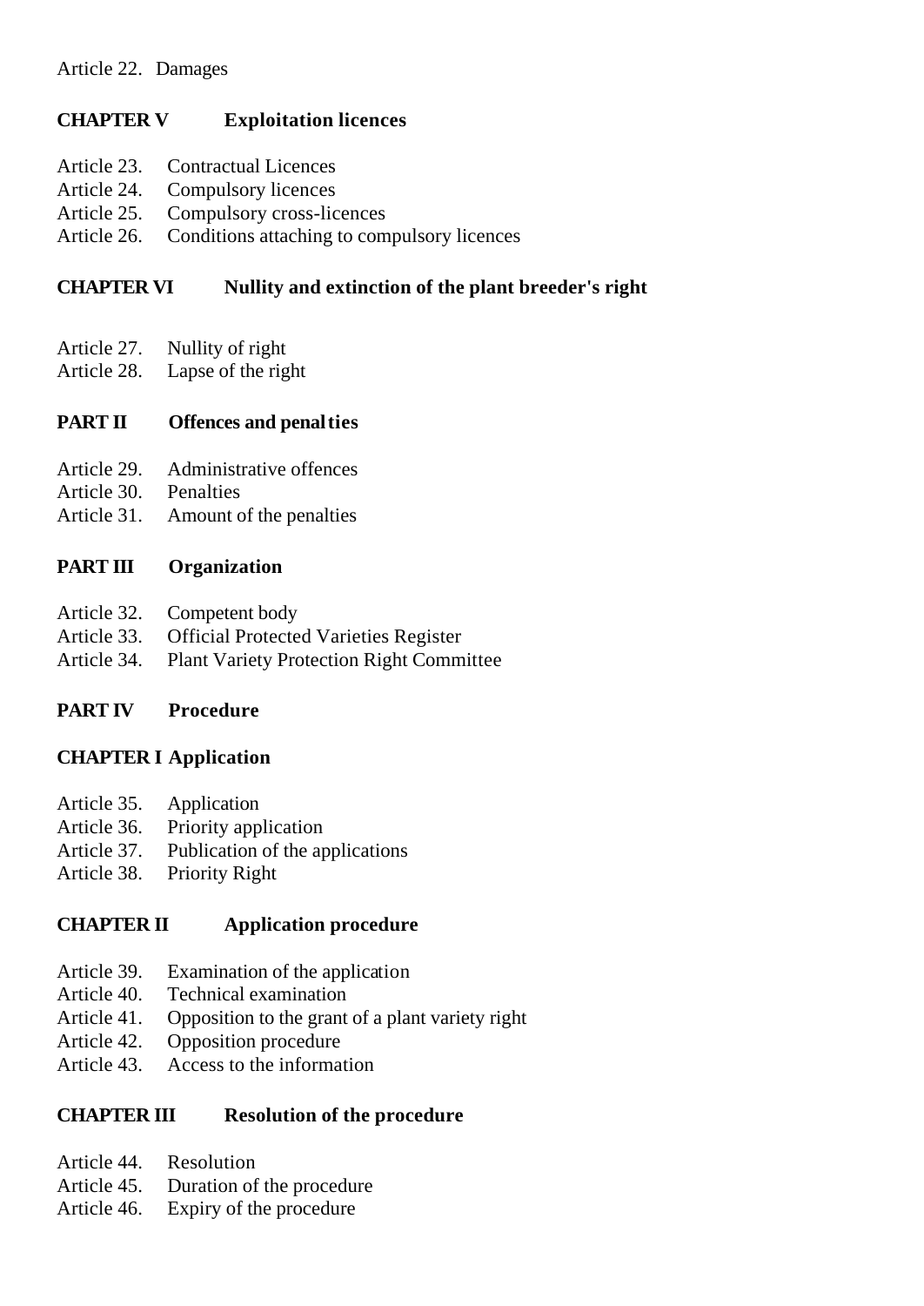Article 22. Damages

**CHAPTER V Exploitation licences**

Article 23. Contractual Licences
Article 24. Compulsory licences
Article 25. Compulsory cross-licences
Article 26. Conditions attaching to compulsory licences

**CHAPTER VI Nullity and extinction of the plant breeder's right**

Article 27. Nullity of right
Article 28. Lapse of the right

**PART II Offences and penalties**

Article 29. Administrative offences
Article 30. Penalties
Article 31. Amount of the penalties

**PART III Organization**

Article 32. Competent body
Article 33. Official Protected Varieties Register
Article 34. Plant Variety Protection Right Committee

**PART IV Procedure**

**CHAPTER I Application**

Article 35. Application
Article 36. Priority application
Article 37. Publication of the applications
Article 38. Priority Right

**CHAPTER II Application procedure**

Article 39. Examination of the application
Article 40. Technical examination
Article 41. Opposition to the grant of a plant variety right
Article 42. Opposition procedure
Article 43. Access to the information

**CHAPTER III Resolution of the procedure**

Article 44. Resolution
Article 45. Duration of the procedure
Article 46. Expiry of the procedure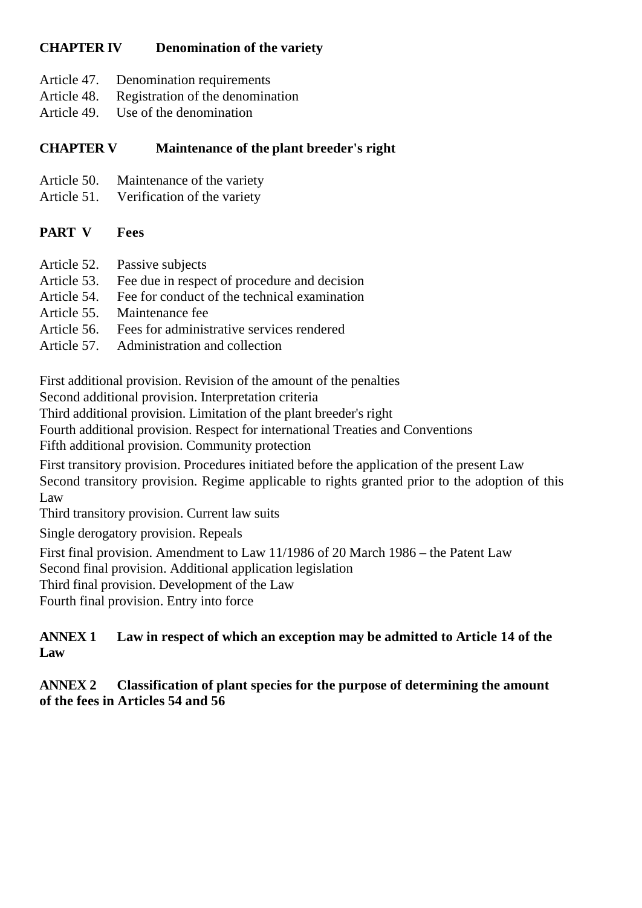**CHAPTER IV Denomination of the variety**

Article 47. Denomination requirements
Article 48. Registration of the denomination
Article 49. Use of the denomination

**CHAPTER V Maintenance of the plant breeder's right**

Article 50. Maintenance of the variety
Article 51. Verification of the variety

**PART V Fees**

Article 52. Passive subjects
Article 53. Fee due in respect of procedure and decision
Article 54. Fee for conduct of the technical examination
Article 55. Maintenance fee
Article 56. Fees for administrative services rendered
Article 57. Administration and collection

First additional provision. Revision of the amount of the penalties
Second additional provision. Interpretation criteria
Third additional provision. Limitation of the plant breeder's right
Fourth additional provision. Respect for international Treaties and Conventions
Fifth additional provision. Community protection

First transitory provision. Procedures initiated before the application of the present Law
Second transitory provision. Regime applicable to rights granted prior to the adoption of this Law
Third transitory provision. Current law suits

Single derogatory provision. Repeals

First final provision. Amendment to Law 11/1986 of 20 March 1986 – the Patent Law
Second final provision. Additional application legislation
Third final provision. Development of the Law
Fourth final provision. Entry into force

**ANNEX 1 Law in respect of which an exception may be admitted to Article 14 of the Law**

**ANNEX 2 Classification of plant species for the purpose of determining the amount of the fees in Articles 54 and 56**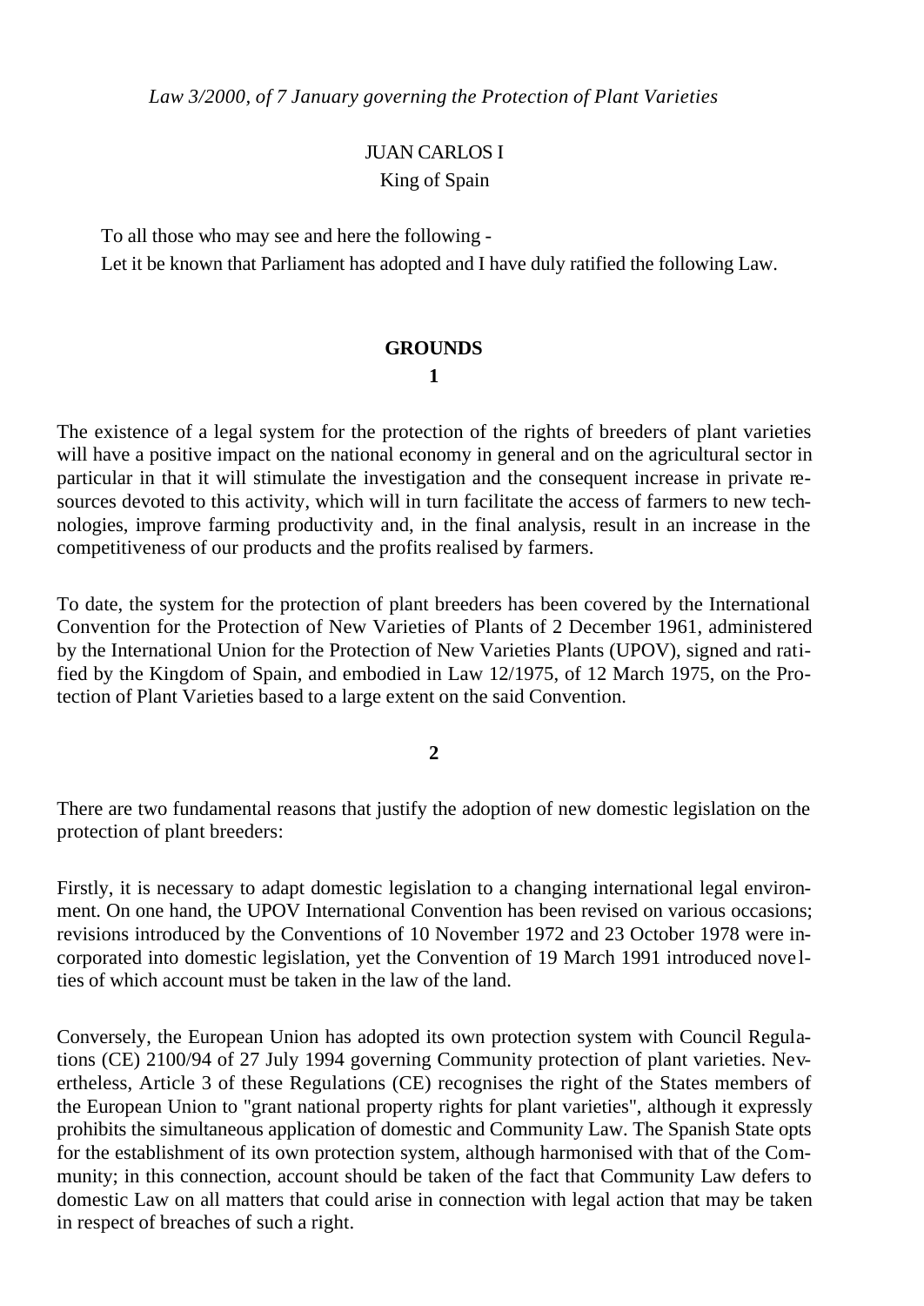*Law 3/2000, of 7 January governing the Protection of Plant Varieties*

JUAN CARLOS I

King of Spain

To all those who may see and here the following -

Let it be known that Parliament has adopted and I have duly ratified the following Law.

## GROUNDS

### 1

The existence of a legal system for the protection of the rights of breeders of plant varieties will have a positive impact on the national economy in general and on the agricultural sector in particular in that it will stimulate the investigation and the consequent increase in private resources devoted to this activity, which will in turn facilitate the access of farmers to new technologies, improve farming productivity and, in the final analysis, result in an increase in the competitiveness of our products and the profits realised by farmers.

To date, the system for the protection of plant breeders has been covered by the International Convention for the Protection of New Varieties of Plants of 2 December 1961, administered by the International Union for the Protection of New Varieties Plants (UPOV), signed and ratified by the Kingdom of Spain, and embodied in Law 12/1975, of 12 March 1975, on the Protection of Plant Varieties based to a large extent on the said Convention.

### 2

There are two fundamental reasons that justify the adoption of new domestic legislation on the protection of plant breeders:

Firstly, it is necessary to adapt domestic legislation to a changing international legal environment. On one hand, the UPOV International Convention has been revised on various occasions; revisions introduced by the Conventions of 10 November 1972 and 23 October 1978 were incorporated into domestic legislation, yet the Convention of 19 March 1991 introduced novelties of which account must be taken in the law of the land.

Conversely, the European Union has adopted its own protection system with Council Regulations (CE) 2100/94 of 27 July 1994 governing Community protection of plant varieties. Nevertheless, Article 3 of these Regulations (CE) recognises the right of the States members of the European Union to "grant national property rights for plant varieties", although it expressly prohibits the simultaneous application of domestic and Community Law. The Spanish State opts for the establishment of its own protection system, although harmonised with that of the Community; in this connection, account should be taken of the fact that Community Law defers to domestic Law on all matters that could arise in connection with legal action that may be taken in respect of breaches of such a right.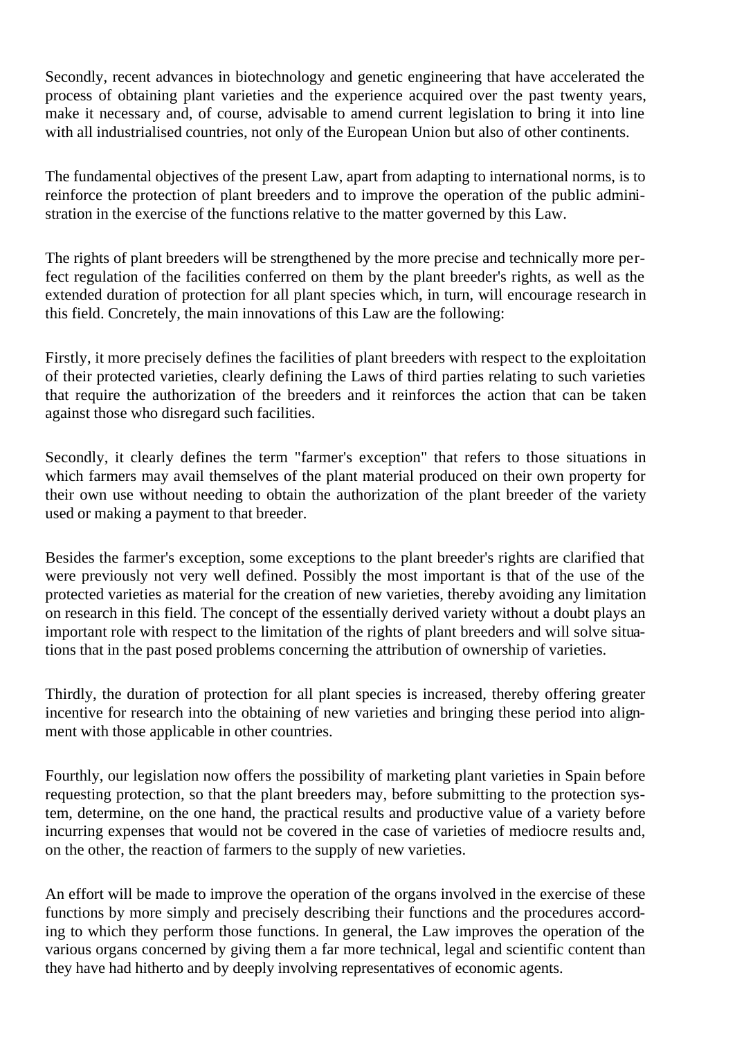Secondly, recent advances in biotechnology and genetic engineering that have accelerated the process of obtaining plant varieties and the experience acquired over the past twenty years, make it necessary and, of course, advisable to amend current legislation to bring it into line with all industrialised countries, not only of the European Union but also of other continents.

The fundamental objectives of the present Law, apart from adapting to international norms, is to reinforce the protection of plant breeders and to improve the operation of the public administration in the exercise of the functions relative to the matter governed by this Law.

The rights of plant breeders will be strengthened by the more precise and technically more perfect regulation of the facilities conferred on them by the plant breeder's rights, as well as the extended duration of protection for all plant species which, in turn, will encourage research in this field. Concretely, the main innovations of this Law are the following:

Firstly, it more precisely defines the facilities of plant breeders with respect to the exploitation of their protected varieties, clearly defining the Laws of third parties relating to such varieties that require the authorization of the breeders and it reinforces the action that can be taken against those who disregard such facilities.

Secondly, it clearly defines the term "farmer's exception" that refers to those situations in which farmers may avail themselves of the plant material produced on their own property for their own use without needing to obtain the authorization of the plant breeder of the variety used or making a payment to that breeder.

Besides the farmer's exception, some exceptions to the plant breeder's rights are clarified that were previously not very well defined. Possibly the most important is that of the use of the protected varieties as material for the creation of new varieties, thereby avoiding any limitation on research in this field. The concept of the essentially derived variety without a doubt plays an important role with respect to the limitation of the rights of plant breeders and will solve situations that in the past posed problems concerning the attribution of ownership of varieties.

Thirdly, the duration of protection for all plant species is increased, thereby offering greater incentive for research into the obtaining of new varieties and bringing these period into alignment with those applicable in other countries.

Fourthly, our legislation now offers the possibility of marketing plant varieties in Spain before requesting protection, so that the plant breeders may, before submitting to the protection system, determine, on the one hand, the practical results and productive value of a variety before incurring expenses that would not be covered in the case of varieties of mediocre results and, on the other, the reaction of farmers to the supply of new varieties.

An effort will be made to improve the operation of the organs involved in the exercise of these functions by more simply and precisely describing their functions and the procedures according to which they perform those functions. In general, the Law improves the operation of the various organs concerned by giving them a far more technical, legal and scientific content than they have had hitherto and by deeply involving representatives of economic agents.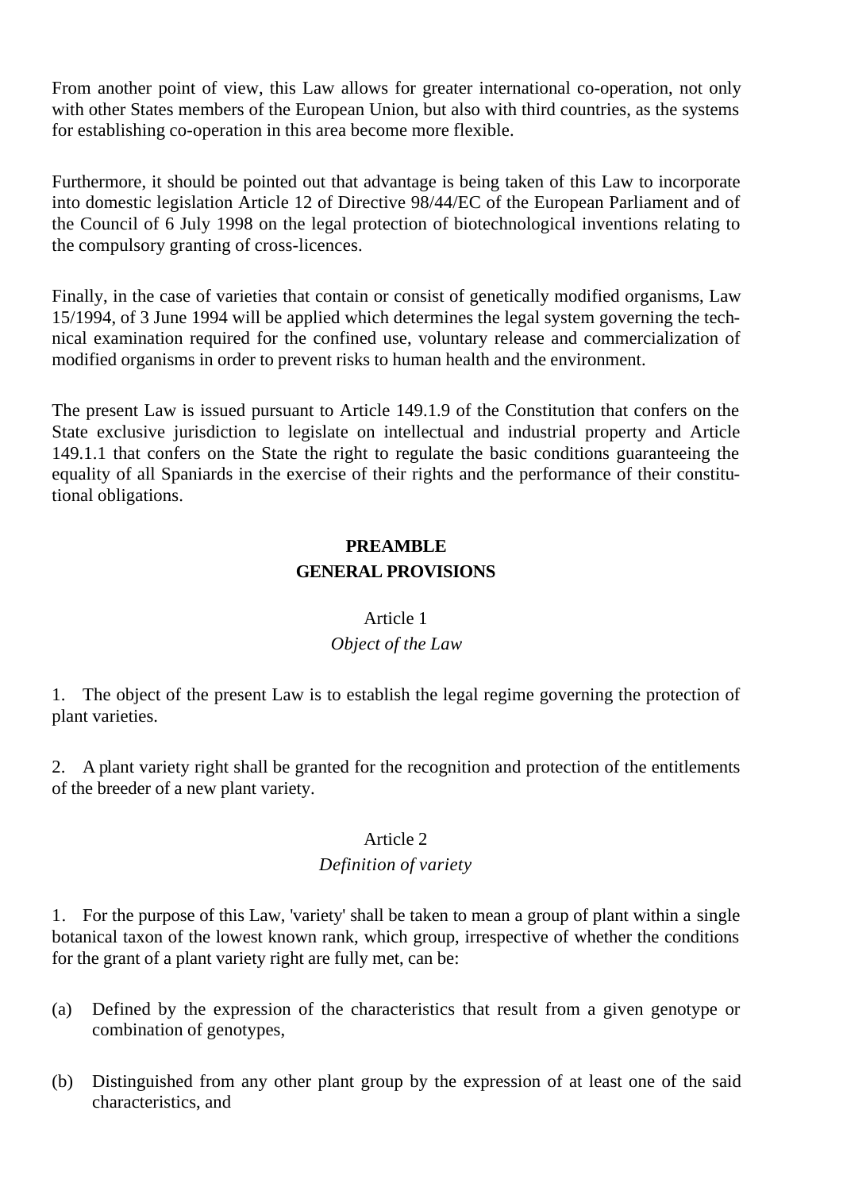From another point of view, this Law allows for greater international co-operation, not only with other States members of the European Union, but also with third countries, as the systems for establishing co-operation in this area become more flexible.

Furthermore, it should be pointed out that advantage is being taken of this Law to incorporate into domestic legislation Article 12 of Directive 98/44/EC of the European Parliament and of the Council of 6 July 1998 on the legal protection of biotechnological inventions relating to the compulsory granting of cross-licences.

Finally, in the case of varieties that contain or consist of genetically modified organisms, Law 15/1994, of 3 June 1994 will be applied which determines the legal system governing the technical examination required for the confined use, voluntary release and commercialization of modified organisms in order to prevent risks to human health and the environment.

The present Law is issued pursuant to Article 149.1.9 of the Constitution that confers on the State exclusive jurisdiction to legislate on intellectual and industrial property and Article 149.1.1 that confers on the State the right to regulate the basic conditions guaranteeing the equality of all Spaniards in the exercise of their rights and the performance of their constitutional obligations.

## PREAMBLE
## GENERAL PROVISIONS

### Article 1
*Object of the Law*

1. The object of the present Law is to establish the legal regime governing the protection of plant varieties.

2. A plant variety right shall be granted for the recognition and protection of the entitlements of the breeder of a new plant variety.

### Article 2
*Definition of variety*

1. For the purpose of this Law, 'variety' shall be taken to mean a group of plant within a single botanical taxon of the lowest known rank, which group, irrespective of whether the conditions for the grant of a plant variety right are fully met, can be:

(a) Defined by the expression of the characteristics that result from a given genotype or combination of genotypes,

(b) Distinguished from any other plant group by the expression of at least one of the said characteristics, and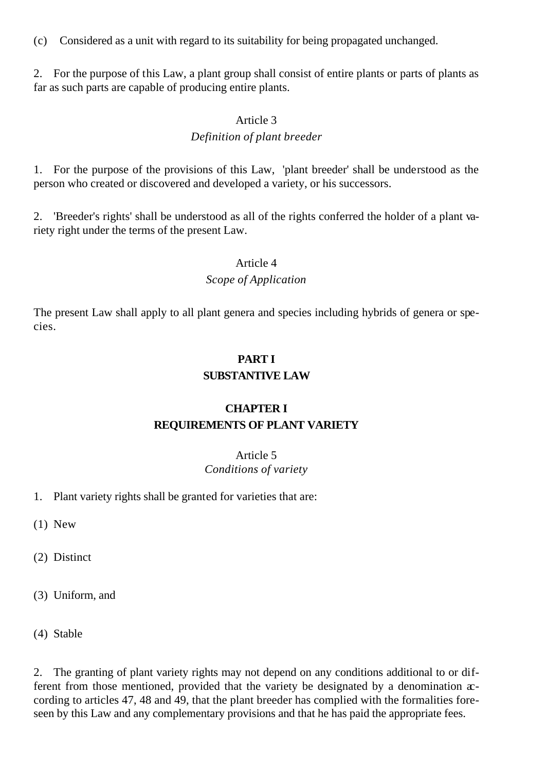(c) Considered as a unit with regard to its suitability for being propagated unchanged.

2. For the purpose of this Law, a plant group shall consist of entire plants or parts of plants as far as such parts are capable of producing entire plants.

Article 3

*Definition of plant breeder*

1. For the purpose of the provisions of this Law, 'plant breeder' shall be understood as the person who created or discovered and developed a variety, or his successors.

2. 'Breeder's rights' shall be understood as all of the rights conferred the holder of a plant variety right under the terms of the present Law.

Article 4

*Scope of Application*

The present Law shall apply to all plant genera and species including hybrids of genera or species.

## PART I
## SUBSTANTIVE LAW

## CHAPTER I
## REQUIREMENTS OF PLANT VARIETY

Article 5

*Conditions of variety*

1. Plant variety rights shall be granted for varieties that are:

(1) New

(2) Distinct

(3) Uniform, and

(4) Stable

2. The granting of plant variety rights may not depend on any conditions additional to or different from those mentioned, provided that the variety be designated by a denomination according to articles 47, 48 and 49, that the plant breeder has complied with the formalities foreseen by this Law and any complementary provisions and that he has paid the appropriate fees.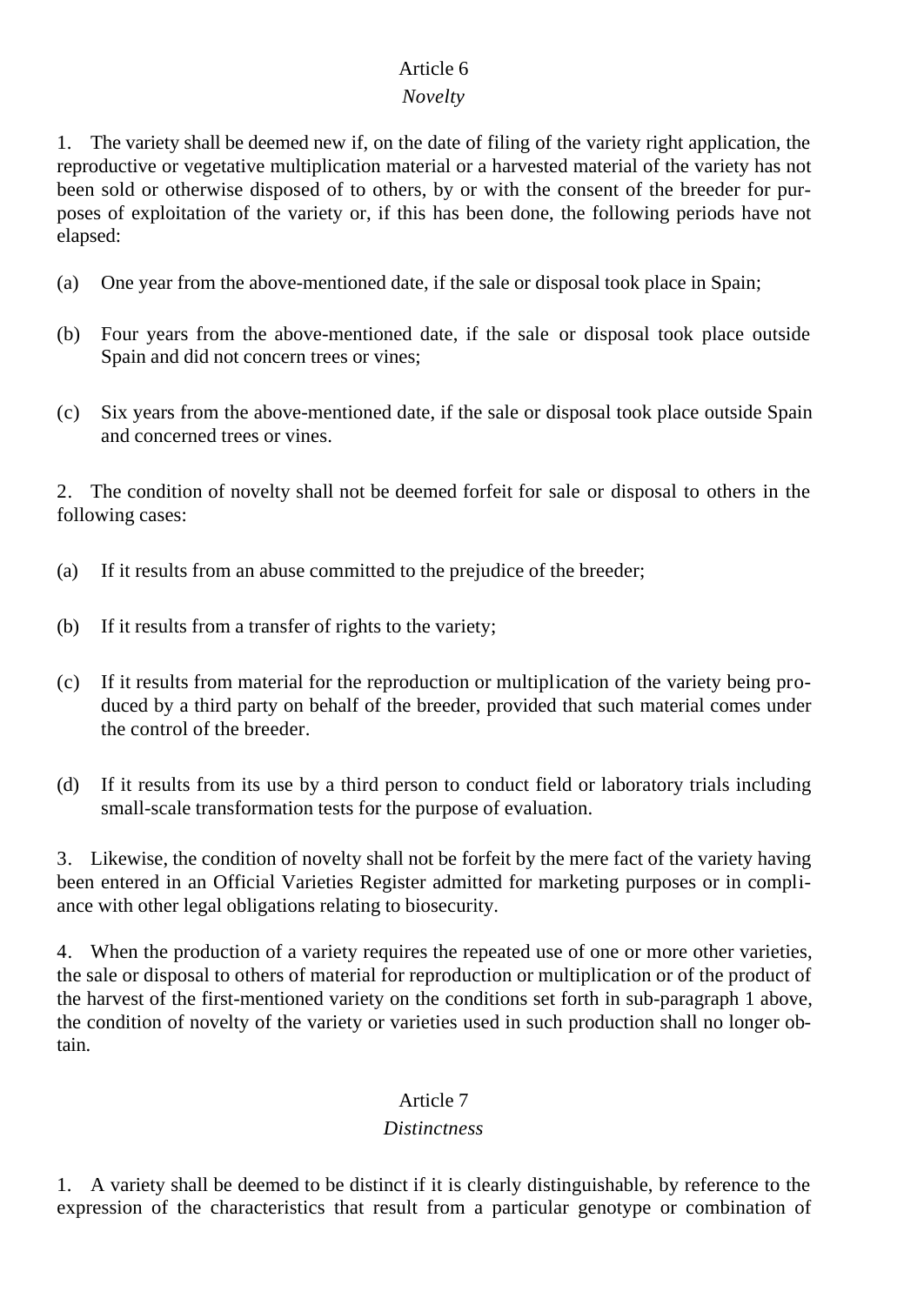### Article 6

*Novelty*

1. The variety shall be deemed new if, on the date of filing of the variety right application, the reproductive or vegetative multiplication material or a harvested material of the variety has not been sold or otherwise disposed of to others, by or with the consent of the breeder for purposes of exploitation of the variety or, if this has been done, the following periods have not elapsed:

(a) One year from the above-mentioned date, if the sale or disposal took place in Spain;

(b) Four years from the above-mentioned date, if the sale or disposal took place outside Spain and did not concern trees or vines;

(c) Six years from the above-mentioned date, if the sale or disposal took place outside Spain and concerned trees or vines.

2. The condition of novelty shall not be deemed forfeit for sale or disposal to others in the following cases:

(a) If it results from an abuse committed to the prejudice of the breeder;

(b) If it results from a transfer of rights to the variety;

(c) If it results from material for the reproduction or multiplication of the variety being produced by a third party on behalf of the breeder, provided that such material comes under the control of the breeder.

(d) If it results from its use by a third person to conduct field or laboratory trials including small-scale transformation tests for the purpose of evaluation.

3. Likewise, the condition of novelty shall not be forfeit by the mere fact of the variety having been entered in an Official Varieties Register admitted for marketing purposes or in compliance with other legal obligations relating to biosecurity.

4. When the production of a variety requires the repeated use of one or more other varieties, the sale or disposal to others of material for reproduction or multiplication or of the product of the harvest of the first-mentioned variety on the conditions set forth in sub-paragraph 1 above, the condition of novelty of the variety or varieties used in such production shall no longer obtain.

### Article 7

*Distinctness*

1. A variety shall be deemed to be distinct if it is clearly distinguishable, by reference to the expression of the characteristics that result from a particular genotype or combination of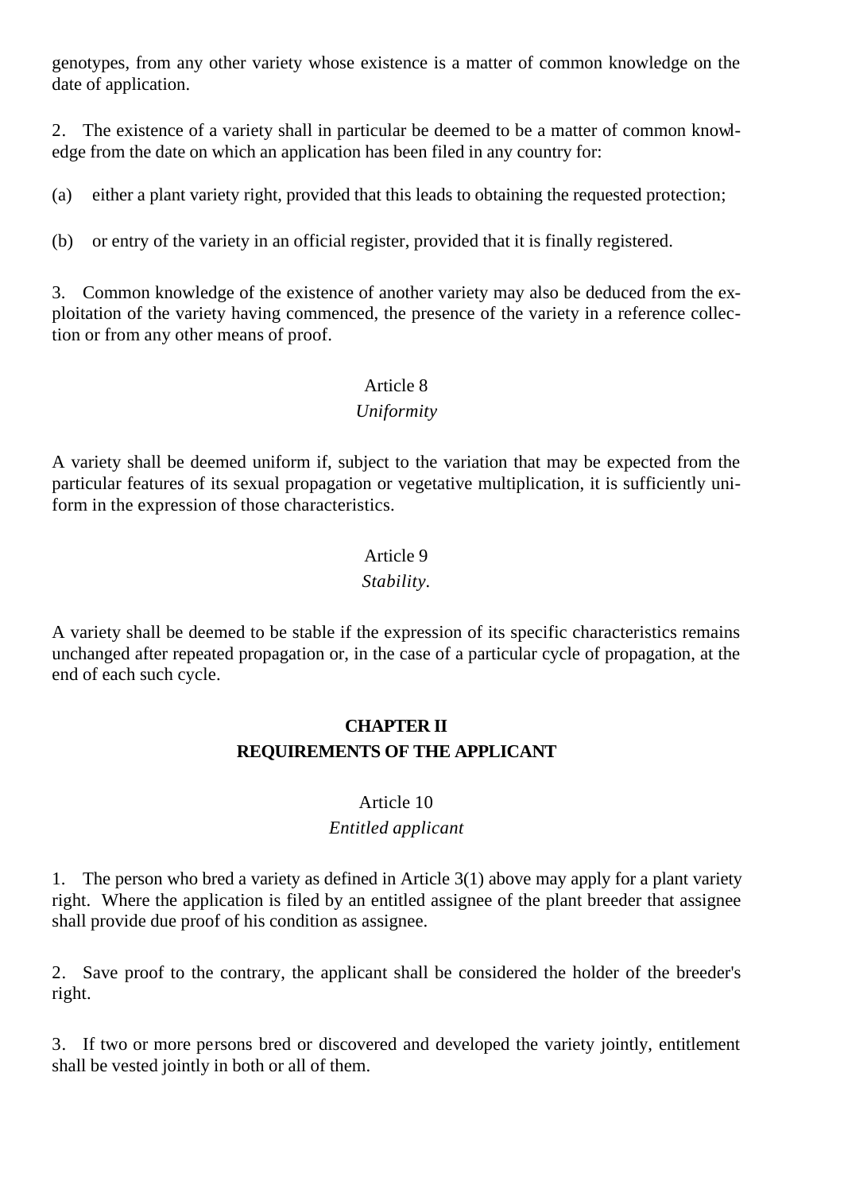genotypes, from any other variety whose existence is a matter of common knowledge on the date of application.

2. The existence of a variety shall in particular be deemed to be a matter of common knowledge from the date on which an application has been filed in any country for:

(a) either a plant variety right, provided that this leads to obtaining the requested protection;

(b) or entry of the variety in an official register, provided that it is finally registered.

3. Common knowledge of the existence of another variety may also be deduced from the exploitation of the variety having commenced, the presence of the variety in a reference collection or from any other means of proof.

Article 8

*Uniformity*

A variety shall be deemed uniform if, subject to the variation that may be expected from the particular features of its sexual propagation or vegetative multiplication, it is sufficiently uniform in the expression of those characteristics.

Article 9

*Stability.*

A variety shall be deemed to be stable if the expression of its specific characteristics remains unchanged after repeated propagation or, in the case of a particular cycle of propagation, at the end of each such cycle.

## CHAPTER II
## REQUIREMENTS OF THE APPLICANT

Article 10

*Entitled applicant*

1. The person who bred a variety as defined in Article 3(1) above may apply for a plant variety right. Where the application is filed by an entitled assignee of the plant breeder that assignee shall provide due proof of his condition as assignee.

2. Save proof to the contrary, the applicant shall be considered the holder of the breeder's right.

3. If two or more persons bred or discovered and developed the variety jointly, entitlement shall be vested jointly in both or all of them.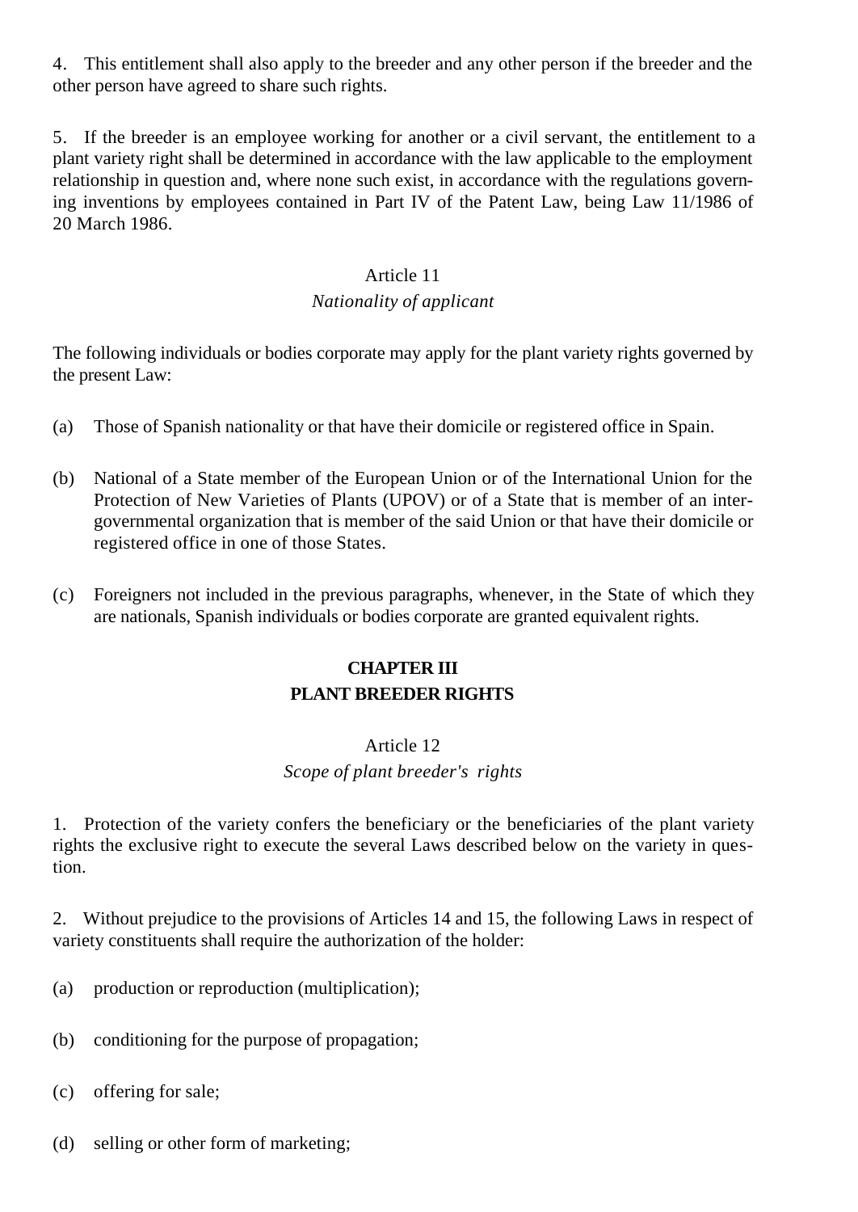4. This entitlement shall also apply to the breeder and any other person if the breeder and the other person have agreed to share such rights.

5. If the breeder is an employee working for another or a civil servant, the entitlement to a plant variety right shall be determined in accordance with the law applicable to the employment relationship in question and, where none such exist, in accordance with the regulations governing inventions by employees contained in Part IV of the Patent Law, being Law 11/1986 of 20 March 1986.

### Article 11
*Nationality of applicant*

The following individuals or bodies corporate may apply for the plant variety rights governed by the present Law:

(a) Those of Spanish nationality or that have their domicile or registered office in Spain.

(b) National of a State member of the European Union or of the International Union for the Protection of New Varieties of Plants (UPOV) or of a State that is member of an intergovernmental organization that is member of the said Union or that have their domicile or registered office in one of those States.

(c) Foreigners not included in the previous paragraphs, whenever, in the State of which they are nationals, Spanish individuals or bodies corporate are granted equivalent rights.

## CHAPTER III
## PLANT BREEDER RIGHTS

### Article 12
*Scope of plant breeder's rights*

1. Protection of the variety confers the beneficiary or the beneficiaries of the plant variety rights the exclusive right to execute the several Laws described below on the variety in question.

2. Without prejudice to the provisions of Articles 14 and 15, the following Laws in respect of variety constituents shall require the authorization of the holder:

(a) production or reproduction (multiplication);

(b) conditioning for the purpose of propagation;

(c) offering for sale;

(d) selling or other form of marketing;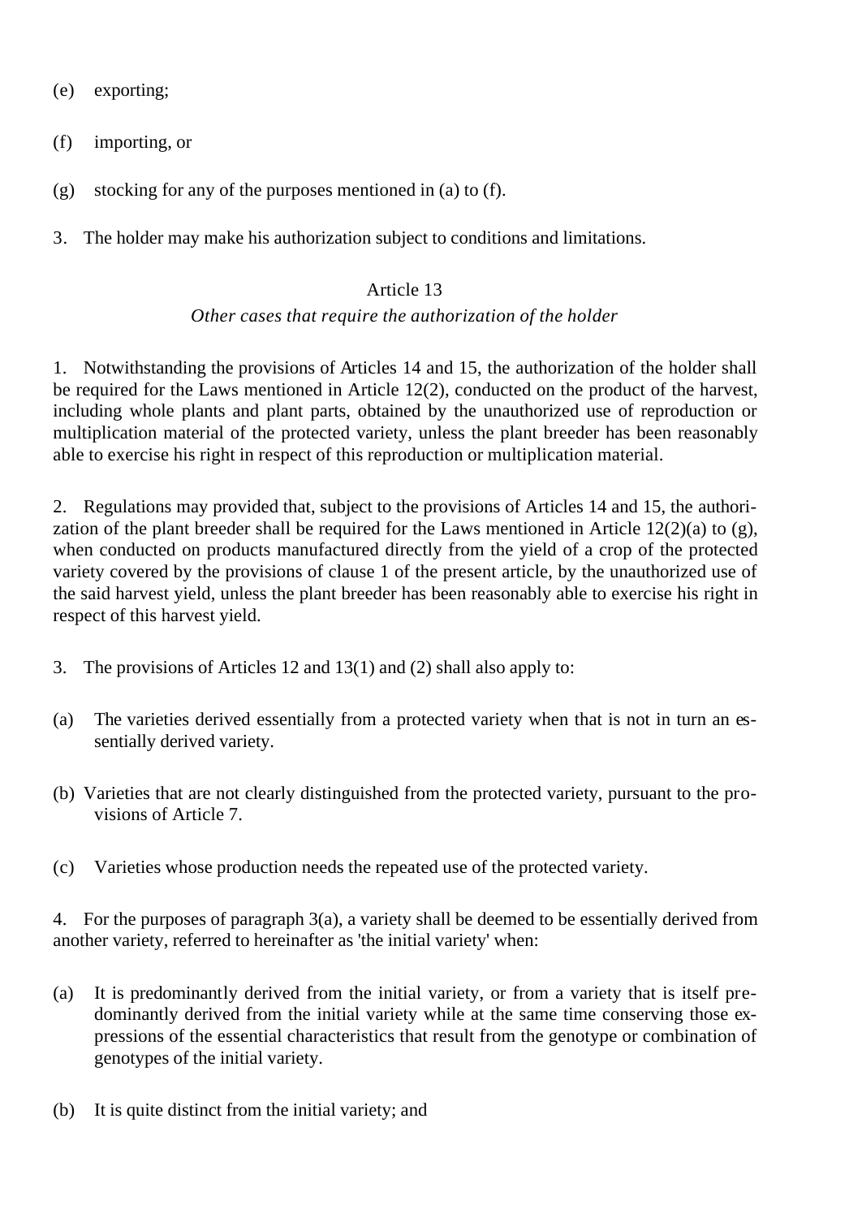(e) exporting;

(f) importing, or

(g) stocking for any of the purposes mentioned in (a) to (f).

3. The holder may make his authorization subject to conditions and limitations.

### Article 13

*Other cases that require the authorization of the holder*

1. Notwithstanding the provisions of Articles 14 and 15, the authorization of the holder shall be required for the Laws mentioned in Article 12(2), conducted on the product of the harvest, including whole plants and plant parts, obtained by the unauthorized use of reproduction or multiplication material of the protected variety, unless the plant breeder has been reasonably able to exercise his right in respect of this reproduction or multiplication material.

2. Regulations may provided that, subject to the provisions of Articles 14 and 15, the authorization of the plant breeder shall be required for the Laws mentioned in Article 12(2)(a) to (g), when conducted on products manufactured directly from the yield of a crop of the protected variety covered by the provisions of clause 1 of the present article, by the unauthorized use of the said harvest yield, unless the plant breeder has been reasonably able to exercise his right in respect of this harvest yield.

3. The provisions of Articles 12 and 13(1) and (2) shall also apply to:

(a) The varieties derived essentially from a protected variety when that is not in turn an essentially derived variety.

(b) Varieties that are not clearly distinguished from the protected variety, pursuant to the provisions of Article 7.

(c) Varieties whose production needs the repeated use of the protected variety.

4. For the purposes of paragraph 3(a), a variety shall be deemed to be essentially derived from another variety, referred to hereinafter as 'the initial variety' when:

(a) It is predominantly derived from the initial variety, or from a variety that is itself predominantly derived from the initial variety while at the same time conserving those expressions of the essential characteristics that result from the genotype or combination of genotypes of the initial variety.

(b) It is quite distinct from the initial variety; and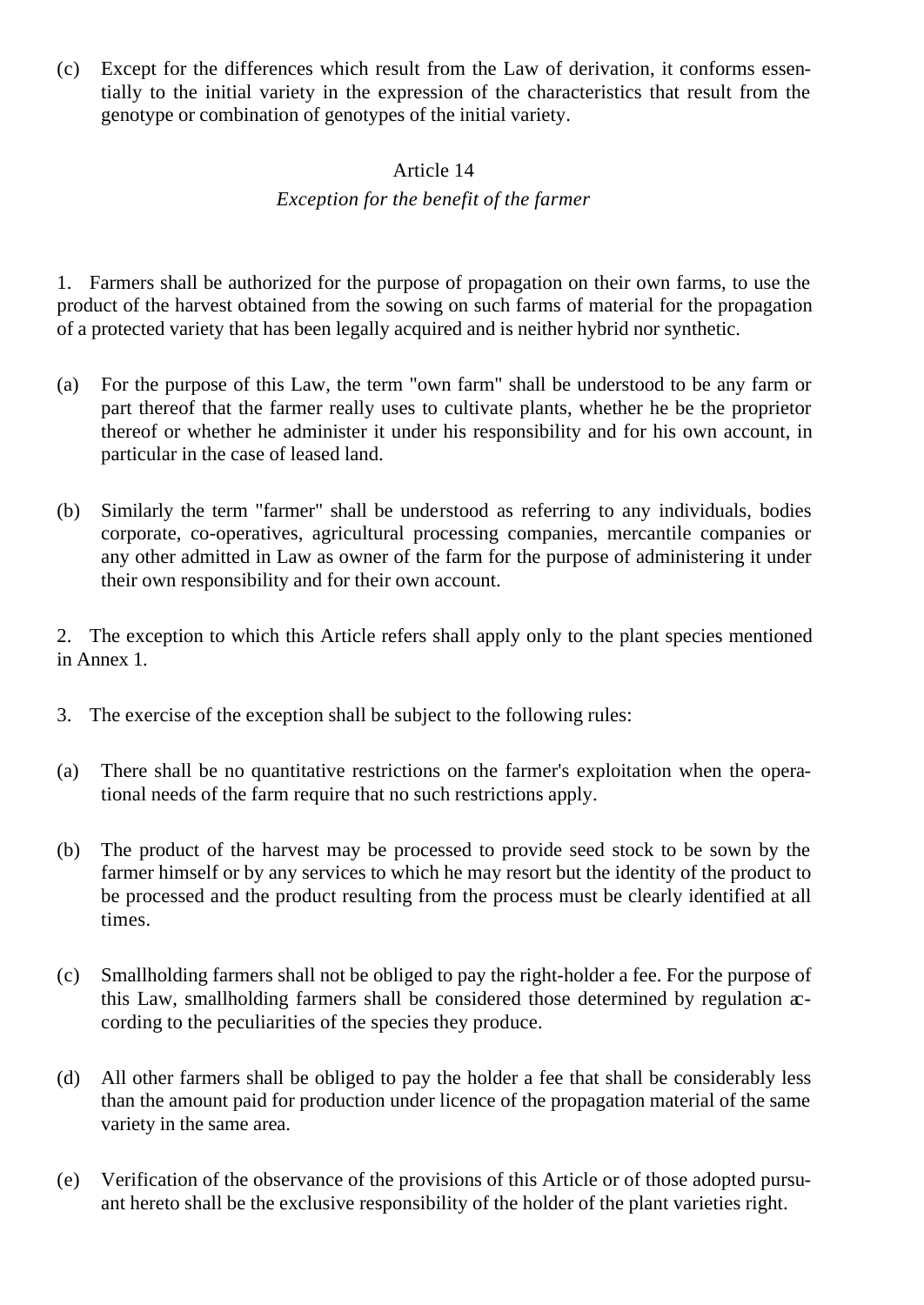(c) Except for the differences which result from the Law of derivation, it conforms essentially to the initial variety in the expression of the characteristics that result from the genotype or combination of genotypes of the initial variety.

## Article 14

*Exception for the benefit of the farmer*

1. Farmers shall be authorized for the purpose of propagation on their own farms, to use the product of the harvest obtained from the sowing on such farms of material for the propagation of a protected variety that has been legally acquired and is neither hybrid nor synthetic.

(a) For the purpose of this Law, the term "own farm" shall be understood to be any farm or part thereof that the farmer really uses to cultivate plants, whether he be the proprietor thereof or whether he administer it under his responsibility and for his own account, in particular in the case of leased land.

(b) Similarly the term "farmer" shall be understood as referring to any individuals, bodies corporate, co-operatives, agricultural processing companies, mercantile companies or any other admitted in Law as owner of the farm for the purpose of administering it under their own responsibility and for their own account.

2. The exception to which this Article refers shall apply only to the plant species mentioned in Annex 1.

3. The exercise of the exception shall be subject to the following rules:

(a) There shall be no quantitative restrictions on the farmer's exploitation when the operational needs of the farm require that no such restrictions apply.

(b) The product of the harvest may be processed to provide seed stock to be sown by the farmer himself or by any services to which he may resort but the identity of the product to be processed and the product resulting from the process must be clearly identified at all times.

(c) Smallholding farmers shall not be obliged to pay the right-holder a fee. For the purpose of this Law, smallholding farmers shall be considered those determined by regulation according to the peculiarities of the species they produce.

(d) All other farmers shall be obliged to pay the holder a fee that shall be considerably less than the amount paid for production under licence of the propagation material of the same variety in the same area.

(e) Verification of the observance of the provisions of this Article or of those adopted pursuant hereto shall be the exclusive responsibility of the holder of the plant varieties right.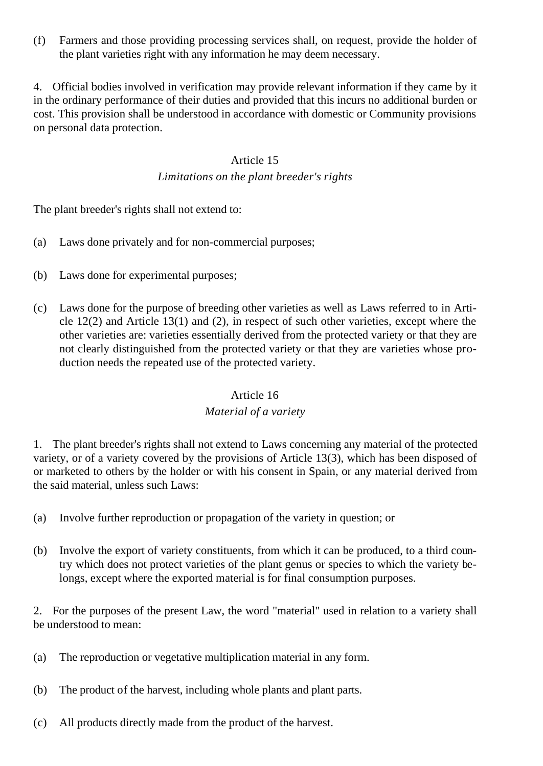(f) Farmers and those providing processing services shall, on request, provide the holder of the plant varieties right with any information he may deem necessary.

4. Official bodies involved in verification may provide relevant information if they came by it in the ordinary performance of their duties and provided that this incurs no additional burden or cost. This provision shall be understood in accordance with domestic or Community provisions on personal data protection.

### Article 15
*Limitations on the plant breeder's rights*

The plant breeder's rights shall not extend to:

(a) Laws done privately and for non-commercial purposes;

(b) Laws done for experimental purposes;

(c) Laws done for the purpose of breeding other varieties as well as Laws referred to in Article 12(2) and Article 13(1) and (2), in respect of such other varieties, except where the other varieties are: varieties essentially derived from the protected variety or that they are not clearly distinguished from the protected variety or that they are varieties whose production needs the repeated use of the protected variety.

### Article 16
*Material of a variety*

1. The plant breeder's rights shall not extend to Laws concerning any material of the protected variety, or of a variety covered by the provisions of Article 13(3), which has been disposed of or marketed to others by the holder or with his consent in Spain, or any material derived from the said material, unless such Laws:

(a) Involve further reproduction or propagation of the variety in question; or

(b) Involve the export of variety constituents, from which it can be produced, to a third country which does not protect varieties of the plant genus or species to which the variety belongs, except where the exported material is for final consumption purposes.

2. For the purposes of the present Law, the word "material" used in relation to a variety shall be understood to mean:

(a) The reproduction or vegetative multiplication material in any form.

(b) The product of the harvest, including whole plants and plant parts.

(c) All products directly made from the product of the harvest.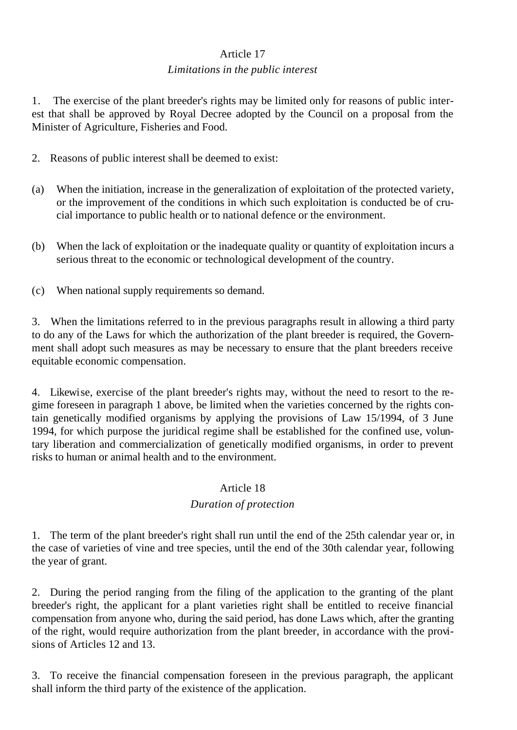## Article 17

### *Limitations in the public interest*

1. The exercise of the plant breeder's rights may be limited only for reasons of public interest that shall be approved by Royal Decree adopted by the Council on a proposal from the Minister of Agriculture, Fisheries and Food.

2. Reasons of public interest shall be deemed to exist:

(a) When the initiation, increase in the generalization of exploitation of the protected variety, or the improvement of the conditions in which such exploitation is conducted be of crucial importance to public health or to national defence or the environment.

(b) When the lack of exploitation or the inadequate quality or quantity of exploitation incurs a serious threat to the economic or technological development of the country.

(c) When national supply requirements so demand.

3. When the limitations referred to in the previous paragraphs result in allowing a third party to do any of the Laws for which the authorization of the plant breeder is required, the Government shall adopt such measures as may be necessary to ensure that the plant breeders receive equitable economic compensation.

4. Likewise, exercise of the plant breeder's rights may, without the need to resort to the regime foreseen in paragraph 1 above, be limited when the varieties concerned by the rights contain genetically modified organisms by applying the provisions of Law 15/1994, of 3 June 1994, for which purpose the juridical regime shall be established for the confined use, voluntary liberation and commercialization of genetically modified organisms, in order to prevent risks to human or animal health and to the environment.

## Article 18

### *Duration of protection*

1. The term of the plant breeder's right shall run until the end of the 25th calendar year or, in the case of varieties of vine and tree species, until the end of the 30th calendar year, following the year of grant.

2. During the period ranging from the filing of the application to the granting of the plant breeder's right, the applicant for a plant varieties right shall be entitled to receive financial compensation from anyone who, during the said period, has done Laws which, after the granting of the right, would require authorization from the plant breeder, in accordance with the provisions of Articles 12 and 13.

3. To receive the financial compensation foreseen in the previous paragraph, the applicant shall inform the third party of the existence of the application.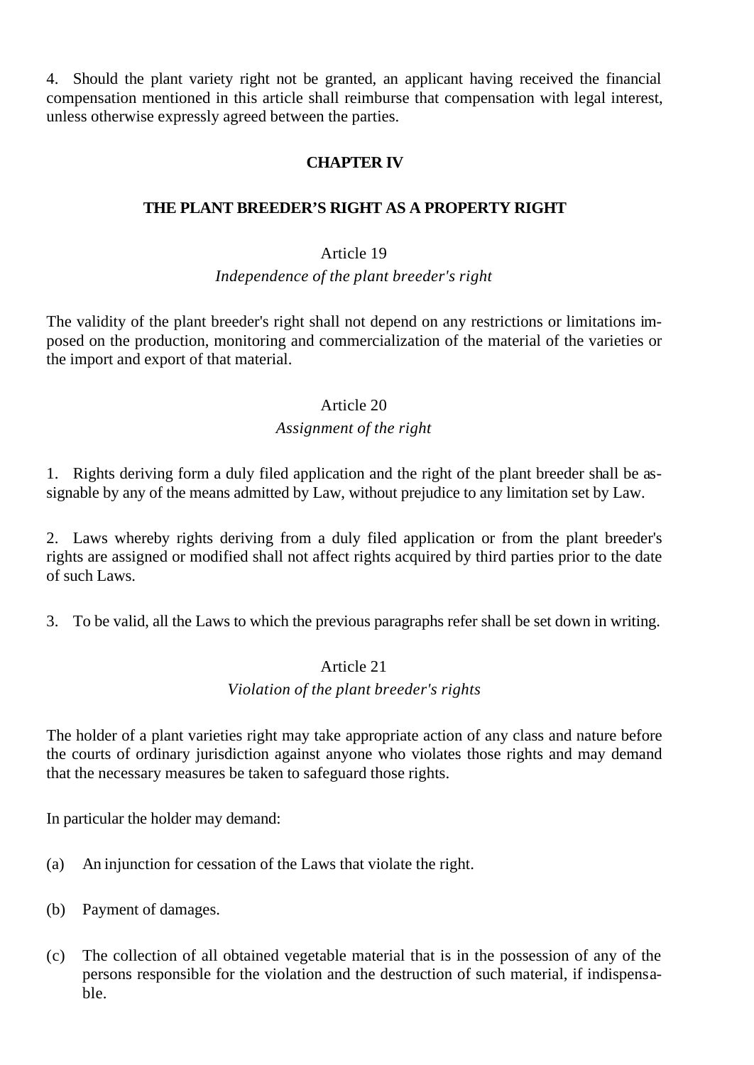4. Should the plant variety right not be granted, an applicant having received the financial compensation mentioned in this article shall reimburse that compensation with legal interest, unless otherwise expressly agreed between the parties.

## CHAPTER IV

## THE PLANT BREEDER’S RIGHT AS A PROPERTY RIGHT

### Article 19

*Independence of the plant breeder's right*

The validity of the plant breeder's right shall not depend on any restrictions or limitations imposed on the production, monitoring and commercialization of the material of the varieties or the import and export of that material.

### Article 20

*Assignment of the right*

1. Rights deriving form a duly filed application and the right of the plant breeder shall be assignable by any of the means admitted by Law, without prejudice to any limitation set by Law.

2. Laws whereby rights deriving from a duly filed application or from the plant breeder's rights are assigned or modified shall not affect rights acquired by third parties prior to the date of such Laws.

3. To be valid, all the Laws to which the previous paragraphs refer shall be set down in writing.

### Article 21

*Violation of the plant breeder's rights*

The holder of a plant varieties right may take appropriate action of any class and nature before the courts of ordinary jurisdiction against anyone who violates those rights and may demand that the necessary measures be taken to safeguard those rights.

In particular the holder may demand:

(a) An injunction for cessation of the Laws that violate the right.

(b) Payment of damages.

(c) The collection of all obtained vegetable material that is in the possession of any of the persons responsible for the violation and the destruction of such material, if indispensable.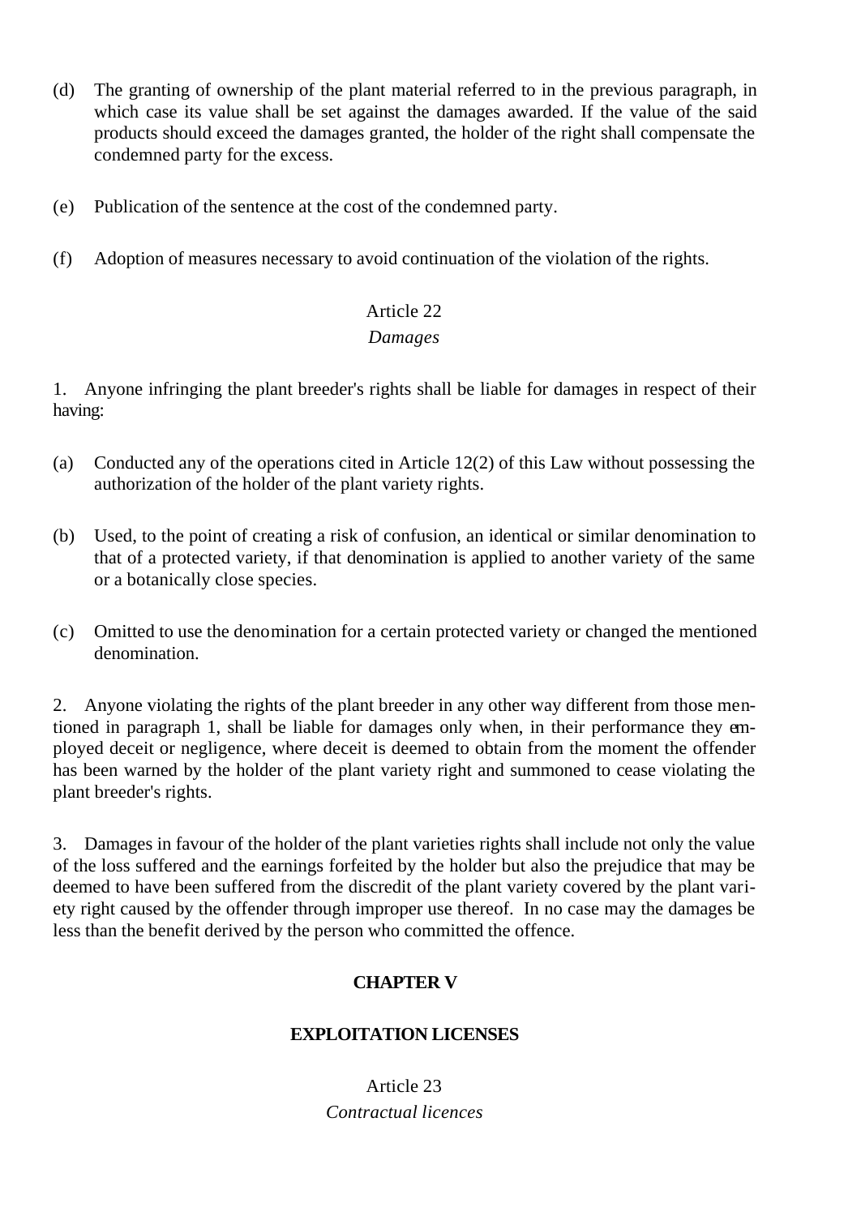(d) The granting of ownership of the plant material referred to in the previous paragraph, in which case its value shall be set against the damages awarded. If the value of the said products should exceed the damages granted, the holder of the right shall compensate the condemned party for the excess.

(e) Publication of the sentence at the cost of the condemned party.

(f) Adoption of measures necessary to avoid continuation of the violation of the rights.

Article 22
*Damages*

1. Anyone infringing the plant breeder's rights shall be liable for damages in respect of their having:

(a) Conducted any of the operations cited in Article 12(2) of this Law without possessing the authorization of the holder of the plant variety rights.

(b) Used, to the point of creating a risk of confusion, an identical or similar denomination to that of a protected variety, if that denomination is applied to another variety of the same or a botanically close species.

(c) Omitted to use the denomination for a certain protected variety or changed the mentioned denomination.

2. Anyone violating the rights of the plant breeder in any other way different from those mentioned in paragraph 1, shall be liable for damages only when, in their performance they employed deceit or negligence, where deceit is deemed to obtain from the moment the offender has been warned by the holder of the plant variety right and summoned to cease violating the plant breeder's rights.

3. Damages in favour of the holder of the plant varieties rights shall include not only the value of the loss suffered and the earnings forfeited by the holder but also the prejudice that may be deemed to have been suffered from the discredit of the plant variety covered by the plant variety right caused by the offender through improper use thereof. In no case may the damages be less than the benefit derived by the person who committed the offence.

## CHAPTER V

## EXPLOITATION LICENSES

Article 23
*Contractual licences*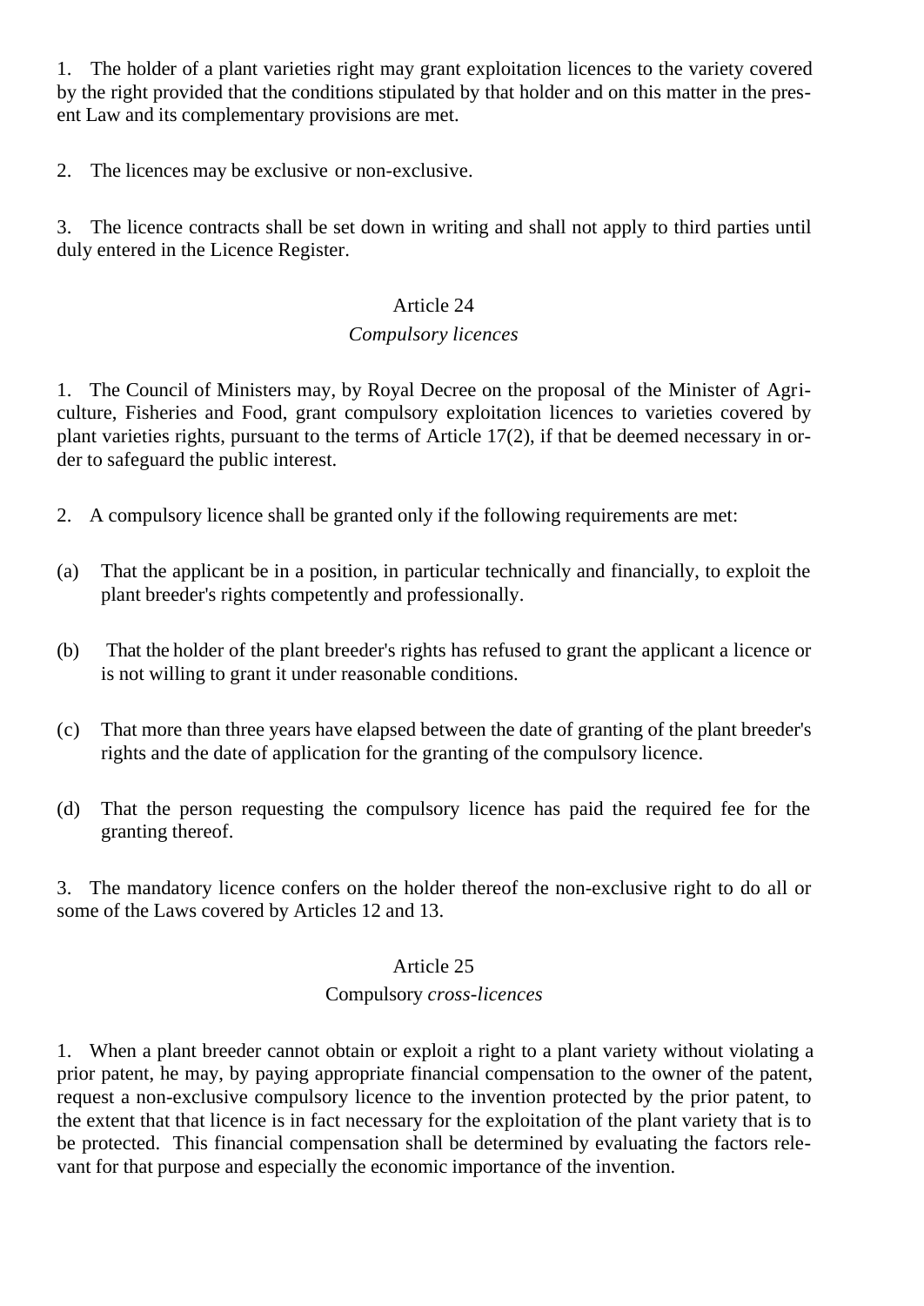1. The holder of a plant varieties right may grant exploitation licences to the variety covered by the right provided that the conditions stipulated by that holder and on this matter in the present Law and its complementary provisions are met.

2. The licences may be exclusive or non-exclusive.

3. The licence contracts shall be set down in writing and shall not apply to third parties until duly entered in the Licence Register.

### Article 24

*Compulsory licences*

1. The Council of Ministers may, by Royal Decree on the proposal of the Minister of Agriculture, Fisheries and Food, grant compulsory exploitation licences to varieties covered by plant varieties rights, pursuant to the terms of Article 17(2), if that be deemed necessary in order to safeguard the public interest.

2. A compulsory licence shall be granted only if the following requirements are met:

(a) That the applicant be in a position, in particular technically and financially, to exploit the plant breeder's rights competently and professionally.

(b) That the holder of the plant breeder's rights has refused to grant the applicant a licence or is not willing to grant it under reasonable conditions.

(c) That more than three years have elapsed between the date of granting of the plant breeder's rights and the date of application for the granting of the compulsory licence.

(d) That the person requesting the compulsory licence has paid the required fee for the granting thereof.

3. The mandatory licence confers on the holder thereof the non-exclusive right to do all or some of the Laws covered by Articles 12 and 13.

### Article 25

Compulsory *cross-licences*

1. When a plant breeder cannot obtain or exploit a right to a plant variety without violating a prior patent, he may, by paying appropriate financial compensation to the owner of the patent, request a non-exclusive compulsory licence to the invention protected by the prior patent, to the extent that that licence is in fact necessary for the exploitation of the plant variety that is to be protected. This financial compensation shall be determined by evaluating the factors relevant for that purpose and especially the economic importance of the invention.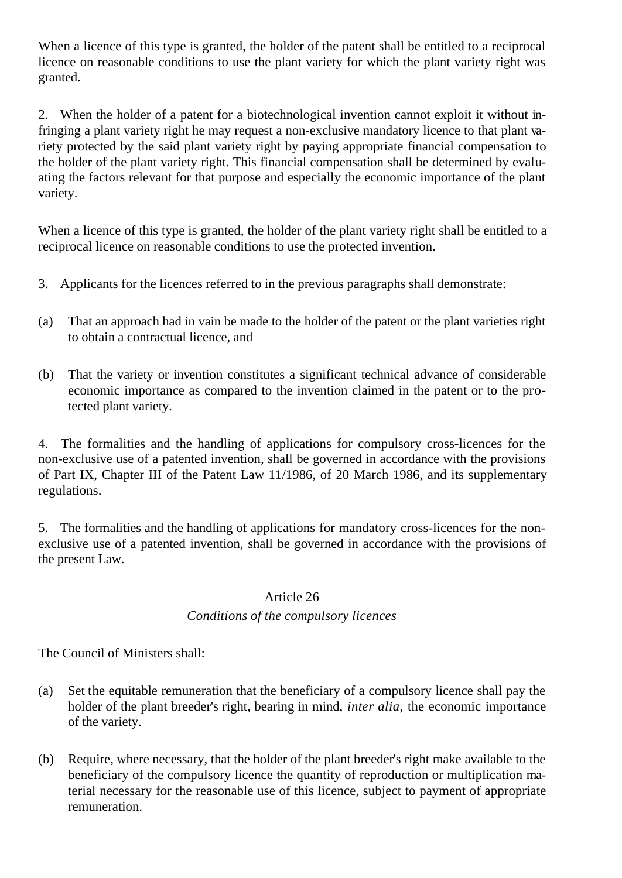When a licence of this type is granted, the holder of the patent shall be entitled to a reciprocal licence on reasonable conditions to use the plant variety for which the plant variety right was granted.

2. When the holder of a patent for a biotechnological invention cannot exploit it without infringing a plant variety right he may request a non-exclusive mandatory licence to that plant variety protected by the said plant variety right by paying appropriate financial compensation to the holder of the plant variety right. This financial compensation shall be determined by evaluating the factors relevant for that purpose and especially the economic importance of the plant variety.

When a licence of this type is granted, the holder of the plant variety right shall be entitled to a reciprocal licence on reasonable conditions to use the protected invention.

3. Applicants for the licences referred to in the previous paragraphs shall demonstrate:

(a) That an approach had in vain be made to the holder of the patent or the plant varieties right to obtain a contractual licence, and

(b) That the variety or invention constitutes a significant technical advance of considerable economic importance as compared to the invention claimed in the patent or to the protected plant variety.

4. The formalities and the handling of applications for compulsory cross-licences for the non-exclusive use of a patented invention, shall be governed in accordance with the provisions of Part IX, Chapter III of the Patent Law 11/1986, of 20 March 1986, and its supplementary regulations.

5. The formalities and the handling of applications for mandatory cross-licences for the non-exclusive use of a patented invention, shall be governed in accordance with the provisions of the present Law.

## Article 26

*Conditions of the compulsory licences*

The Council of Ministers shall:

(a) Set the equitable remuneration that the beneficiary of a compulsory licence shall pay the holder of the plant breeder's right, bearing in mind, *inter alia*, the economic importance of the variety.

(b) Require, where necessary, that the holder of the plant breeder's right make available to the beneficiary of the compulsory licence the quantity of reproduction or multiplication material necessary for the reasonable use of this licence, subject to payment of appropriate remuneration.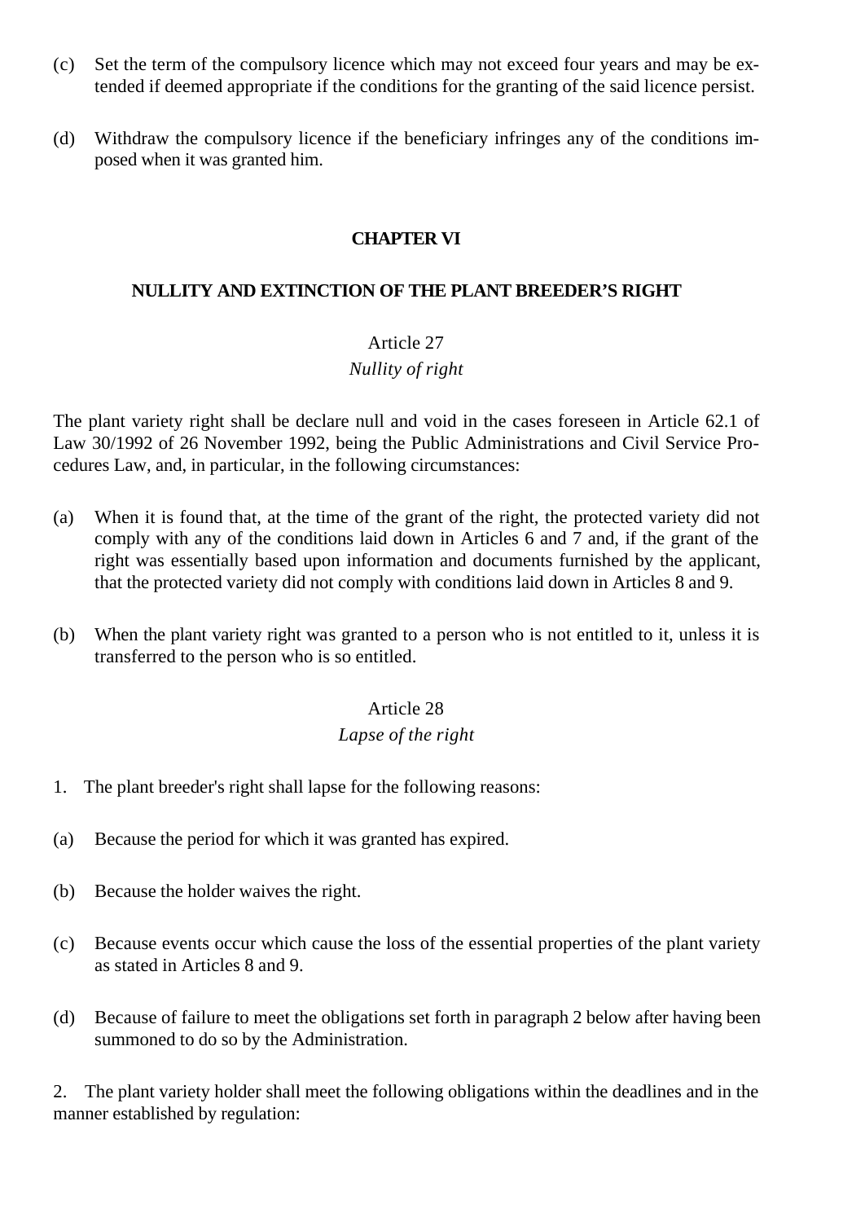(c) Set the term of the compulsory licence which may not exceed four years and may be extended if deemed appropriate if the conditions for the granting of the said licence persist.

(d) Withdraw the compulsory licence if the beneficiary infringes any of the conditions imposed when it was granted him.

## CHAPTER VI

## NULLITY AND EXTINCTION OF THE PLANT BREEDER'S RIGHT

### Article 27
*Nullity of right*

The plant variety right shall be declare null and void in the cases foreseen in Article 62.1 of Law 30/1992 of 26 November 1992, being the Public Administrations and Civil Service Procedures Law, and, in particular, in the following circumstances:

(a) When it is found that, at the time of the grant of the right, the protected variety did not comply with any of the conditions laid down in Articles 6 and 7 and, if the grant of the right was essentially based upon information and documents furnished by the applicant, that the protected variety did not comply with conditions laid down in Articles 8 and 9.

(b) When the plant variety right was granted to a person who is not entitled to it, unless it is transferred to the person who is so entitled.

### Article 28
*Lapse of the right*

1. The plant breeder's right shall lapse for the following reasons:

(a) Because the period for which it was granted has expired.

(b) Because the holder waives the right.

(c) Because events occur which cause the loss of the essential properties of the plant variety as stated in Articles 8 and 9.

(d) Because of failure to meet the obligations set forth in paragraph 2 below after having been summoned to do so by the Administration.

2. The plant variety holder shall meet the following obligations within the deadlines and in the manner established by regulation: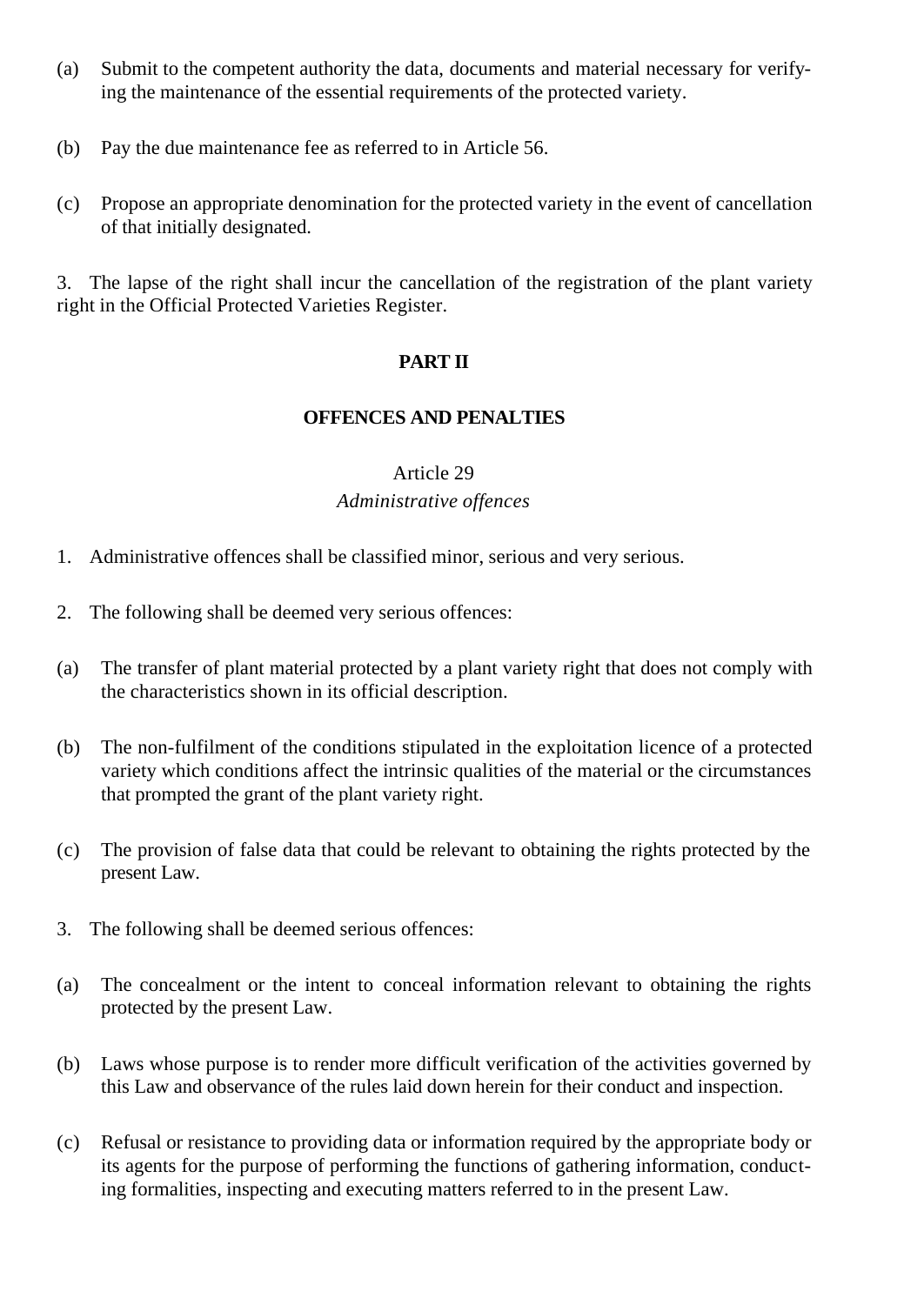(a) Submit to the competent authority the data, documents and material necessary for verifying the maintenance of the essential requirements of the protected variety.

(b) Pay the due maintenance fee as referred to in Article 56.

(c) Propose an appropriate denomination for the protected variety in the event of cancellation of that initially designated.

3. The lapse of the right shall incur the cancellation of the registration of the plant variety right in the Official Protected Varieties Register.

## PART II

## OFFENCES AND PENALTIES

### Article 29
*Administrative offences*

1. Administrative offences shall be classified minor, serious and very serious.

2. The following shall be deemed very serious offences:

(a) The transfer of plant material protected by a plant variety right that does not comply with the characteristics shown in its official description.

(b) The non-fulfilment of the conditions stipulated in the exploitation licence of a protected variety which conditions affect the intrinsic qualities of the material or the circumstances that prompted the grant of the plant variety right.

(c) The provision of false data that could be relevant to obtaining the rights protected by the present Law.

3. The following shall be deemed serious offences:

(a) The concealment or the intent to conceal information relevant to obtaining the rights protected by the present Law.

(b) Laws whose purpose is to render more difficult verification of the activities governed by this Law and observance of the rules laid down herein for their conduct and inspection.

(c) Refusal or resistance to providing data or information required by the appropriate body or its agents for the purpose of performing the functions of gathering information, conducting formalities, inspecting and executing matters referred to in the present Law.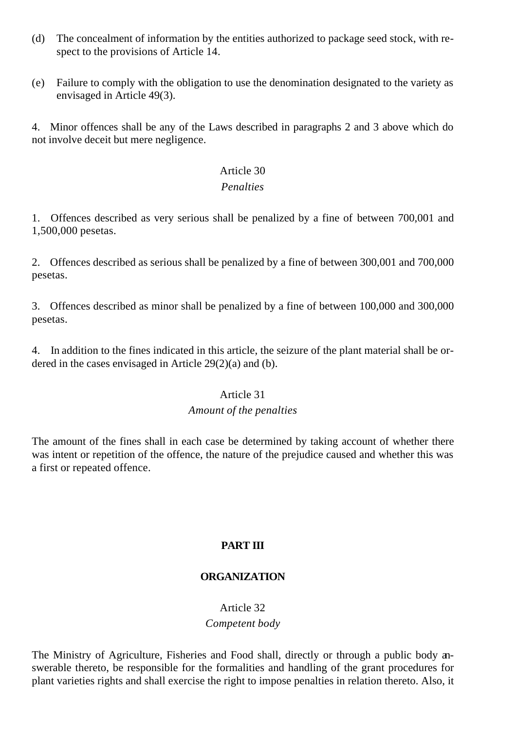(d) The concealment of information by the entities authorized to package seed stock, with respect to the provisions of Article 14.

(e) Failure to comply with the obligation to use the denomination designated to the variety as envisaged in Article 49(3).

4. Minor offences shall be any of the Laws described in paragraphs 2 and 3 above which do not involve deceit but mere negligence.

Article 30

*Penalties*

1. Offences described as very serious shall be penalized by a fine of between 700,001 and 1,500,000 pesetas.

2. Offences described as serious shall be penalized by a fine of between 300,001 and 700,000 pesetas.

3. Offences described as minor shall be penalized by a fine of between 100,000 and 300,000 pesetas.

4. In addition to the fines indicated in this article, the seizure of the plant material shall be ordered in the cases envisaged in Article 29(2)(a) and (b).

Article 31

*Amount of the penalties*

The amount of the fines shall in each case be determined by taking account of whether there was intent or repetition of the offence, the nature of the prejudice caused and whether this was a first or repeated offence.

## PART III

## ORGANIZATION

Article 32

*Competent body*

The Ministry of Agriculture, Fisheries and Food shall, directly or through a public body answerable thereto, be responsible for the formalities and handling of the grant procedures for plant varieties rights and shall exercise the right to impose penalties in relation thereto. Also, it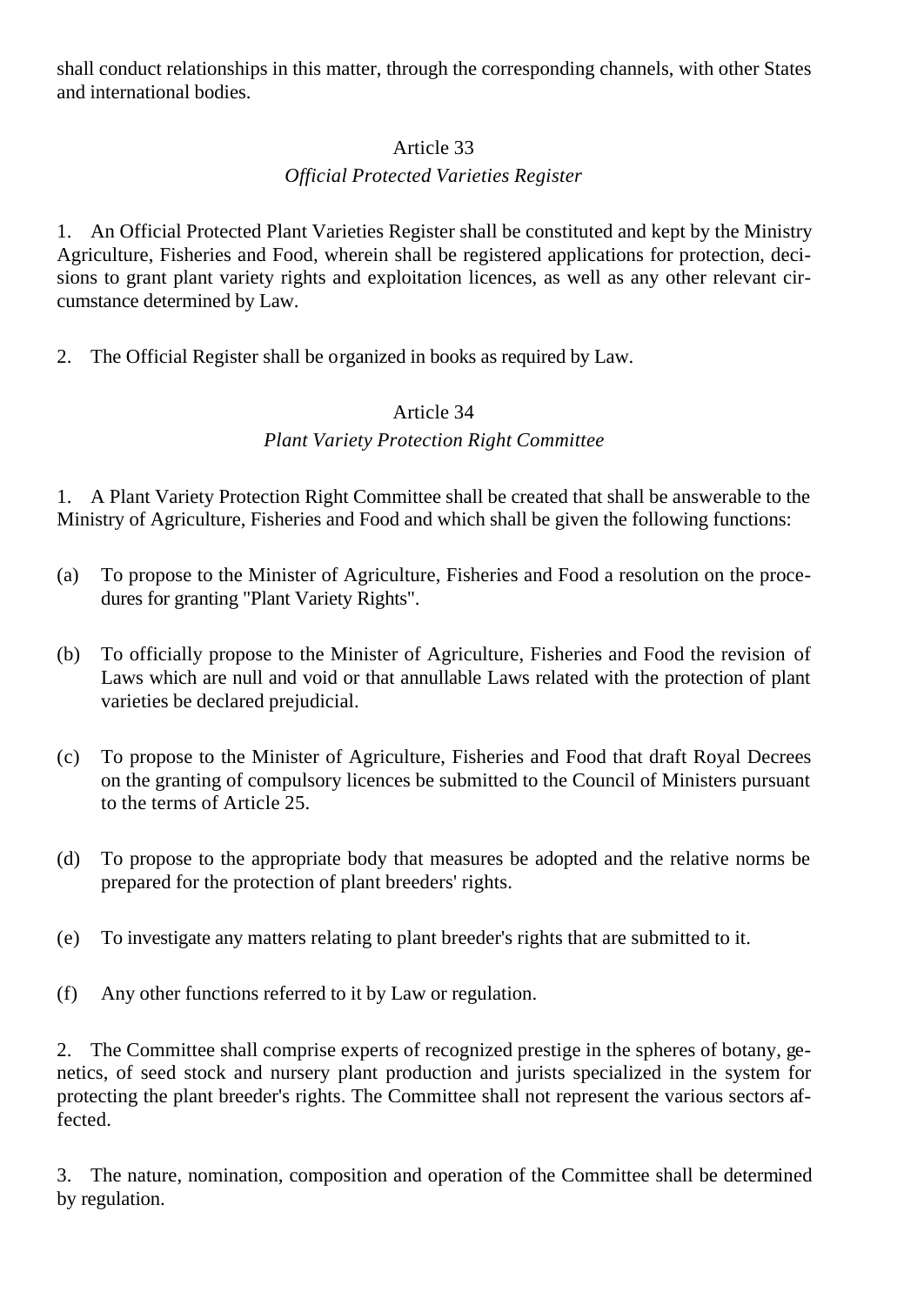shall conduct relationships in this matter, through the corresponding channels, with other States and international bodies.

### Article 33

*Official Protected Varieties Register*

1. An Official Protected Plant Varieties Register shall be constituted and kept by the Ministry Agriculture, Fisheries and Food, wherein shall be registered applications for protection, decisions to grant plant variety rights and exploitation licences, as well as any other relevant circumstance determined by Law.

2. The Official Register shall be organized in books as required by Law.

### Article 34

*Plant Variety Protection Right Committee*

1. A Plant Variety Protection Right Committee shall be created that shall be answerable to the Ministry of Agriculture, Fisheries and Food and which shall be given the following functions:

(a) To propose to the Minister of Agriculture, Fisheries and Food a resolution on the procedures for granting "Plant Variety Rights".

(b) To officially propose to the Minister of Agriculture, Fisheries and Food the revision of Laws which are null and void or that annullable Laws related with the protection of plant varieties be declared prejudicial.

(c) To propose to the Minister of Agriculture, Fisheries and Food that draft Royal Decrees on the granting of compulsory licences be submitted to the Council of Ministers pursuant to the terms of Article 25.

(d) To propose to the appropriate body that measures be adopted and the relative norms be prepared for the protection of plant breeders' rights.

(e) To investigate any matters relating to plant breeder's rights that are submitted to it.

(f) Any other functions referred to it by Law or regulation.

2. The Committee shall comprise experts of recognized prestige in the spheres of botany, genetics, of seed stock and nursery plant production and jurists specialized in the system for protecting the plant breeder's rights. The Committee shall not represent the various sectors affected.

3. The nature, nomination, composition and operation of the Committee shall be determined by regulation.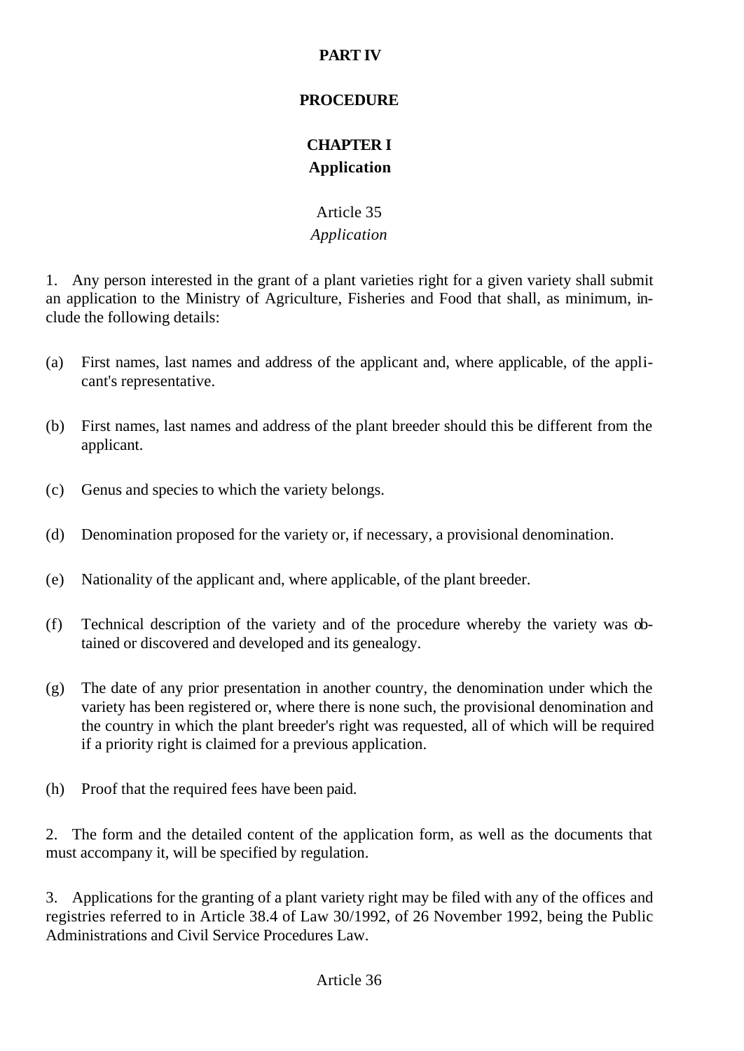**PART IV**

**PROCEDURE**

**CHAPTER I**
**Application**

Article 35
*Application*

1. Any person interested in the grant of a plant varieties right for a given variety shall submit an application to the Ministry of Agriculture, Fisheries and Food that shall, as minimum, include the following details:

(a) First names, last names and address of the applicant and, where applicable, of the applicant's representative.

(b) First names, last names and address of the plant breeder should this be different from the applicant.

(c) Genus and species to which the variety belongs.

(d) Denomination proposed for the variety or, if necessary, a provisional denomination.

(e) Nationality of the applicant and, where applicable, of the plant breeder.

(f) Technical description of the variety and of the procedure whereby the variety was obtained or discovered and developed and its genealogy.

(g) The date of any prior presentation in another country, the denomination under which the variety has been registered or, where there is none such, the provisional denomination and the country in which the plant breeder's right was requested, all of which will be required if a priority right is claimed for a previous application.

(h) Proof that the required fees have been paid.

2. The form and the detailed content of the application form, as well as the documents that must accompany it, will be specified by regulation.

3. Applications for the granting of a plant variety right may be filed with any of the offices and registries referred to in Article 38.4 of Law 30/1992, of 26 November 1992, being the Public Administrations and Civil Service Procedures Law.

Article 36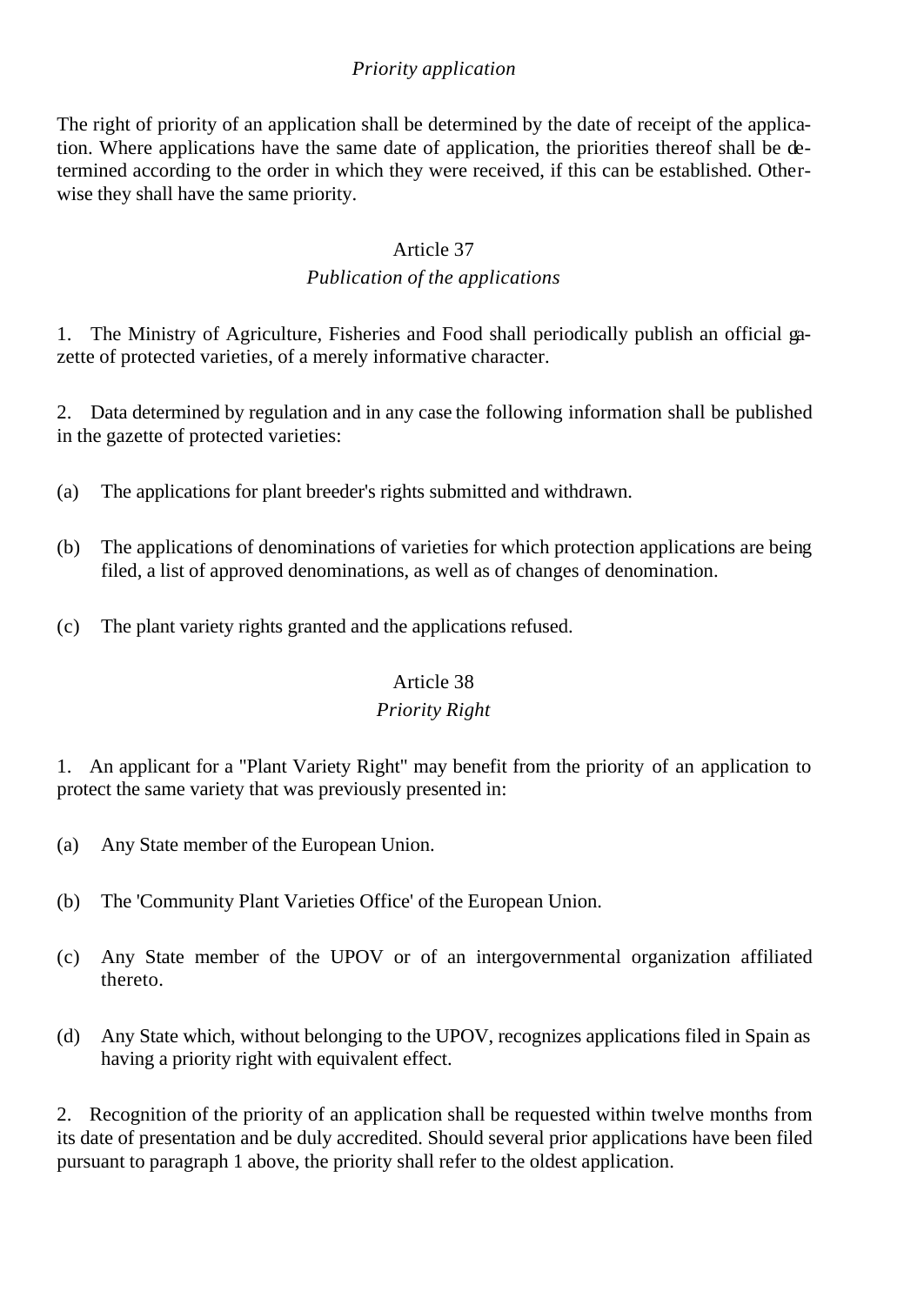*Priority application*

The right of priority of an application shall be determined by the date of receipt of the application. Where applications have the same date of application, the priorities thereof shall be determined according to the order in which they were received, if this can be established. Otherwise they shall have the same priority.

Article 37

*Publication of the applications*

1. The Ministry of Agriculture, Fisheries and Food shall periodically publish an official gazette of protected varieties, of a merely informative character.

2. Data determined by regulation and in any case the following information shall be published in the gazette of protected varieties:

(a) The applications for plant breeder's rights submitted and withdrawn.

(b) The applications of denominations of varieties for which protection applications are being filed, a list of approved denominations, as well as of changes of denomination.

(c) The plant variety rights granted and the applications refused.

Article 38

*Priority Right*

1. An applicant for a "Plant Variety Right" may benefit from the priority of an application to protect the same variety that was previously presented in:

(a) Any State member of the European Union.

(b) The 'Community Plant Varieties Office' of the European Union.

(c) Any State member of the UPOV or of an intergovernmental organization affiliated thereto.

(d) Any State which, without belonging to the UPOV, recognizes applications filed in Spain as having a priority right with equivalent effect.

2. Recognition of the priority of an application shall be requested within twelve months from its date of presentation and be duly accredited. Should several prior applications have been filed pursuant to paragraph 1 above, the priority shall refer to the oldest application.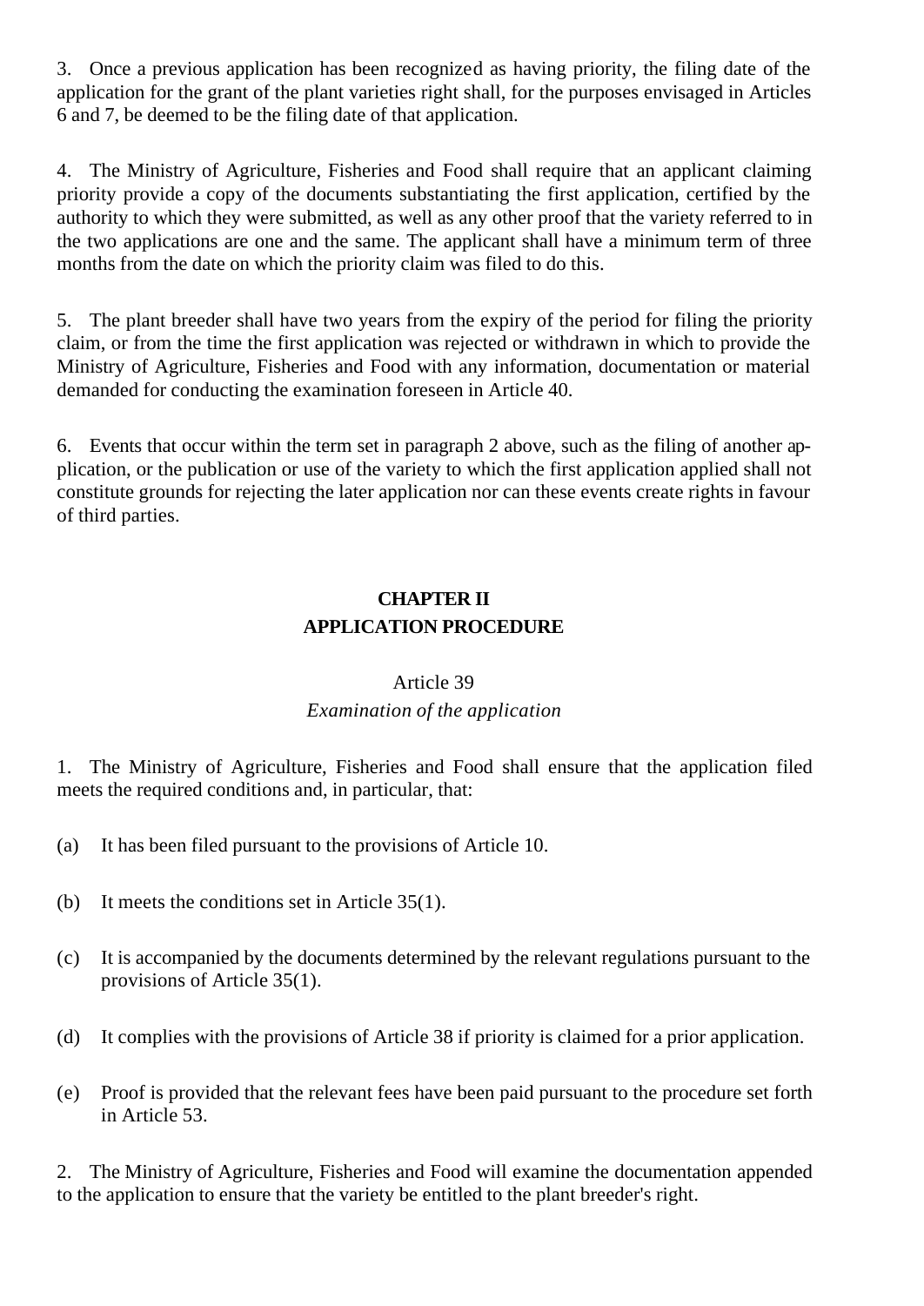3. Once a previous application has been recognized as having priority, the filing date of the application for the grant of the plant varieties right shall, for the purposes envisaged in Articles 6 and 7, be deemed to be the filing date of that application.

4. The Ministry of Agriculture, Fisheries and Food shall require that an applicant claiming priority provide a copy of the documents substantiating the first application, certified by the authority to which they were submitted, as well as any other proof that the variety referred to in the two applications are one and the same. The applicant shall have a minimum term of three months from the date on which the priority claim was filed to do this.

5. The plant breeder shall have two years from the expiry of the period for filing the priority claim, or from the time the first application was rejected or withdrawn in which to provide the Ministry of Agriculture, Fisheries and Food with any information, documentation or material demanded for conducting the examination foreseen in Article 40.

6. Events that occur within the term set in paragraph 2 above, such as the filing of another application, or the publication or use of the variety to which the first application applied shall not constitute grounds for rejecting the later application nor can these events create rights in favour of third parties.

## CHAPTER II
## APPLICATION PROCEDURE

### Article 39
*Examination of the application*

1. The Ministry of Agriculture, Fisheries and Food shall ensure that the application filed meets the required conditions and, in particular, that:

(a) It has been filed pursuant to the provisions of Article 10.

(b) It meets the conditions set in Article 35(1).

(c) It is accompanied by the documents determined by the relevant regulations pursuant to the provisions of Article 35(1).

(d) It complies with the provisions of Article 38 if priority is claimed for a prior application.

(e) Proof is provided that the relevant fees have been paid pursuant to the procedure set forth in Article 53.

2. The Ministry of Agriculture, Fisheries and Food will examine the documentation appended to the application to ensure that the variety be entitled to the plant breeder's right.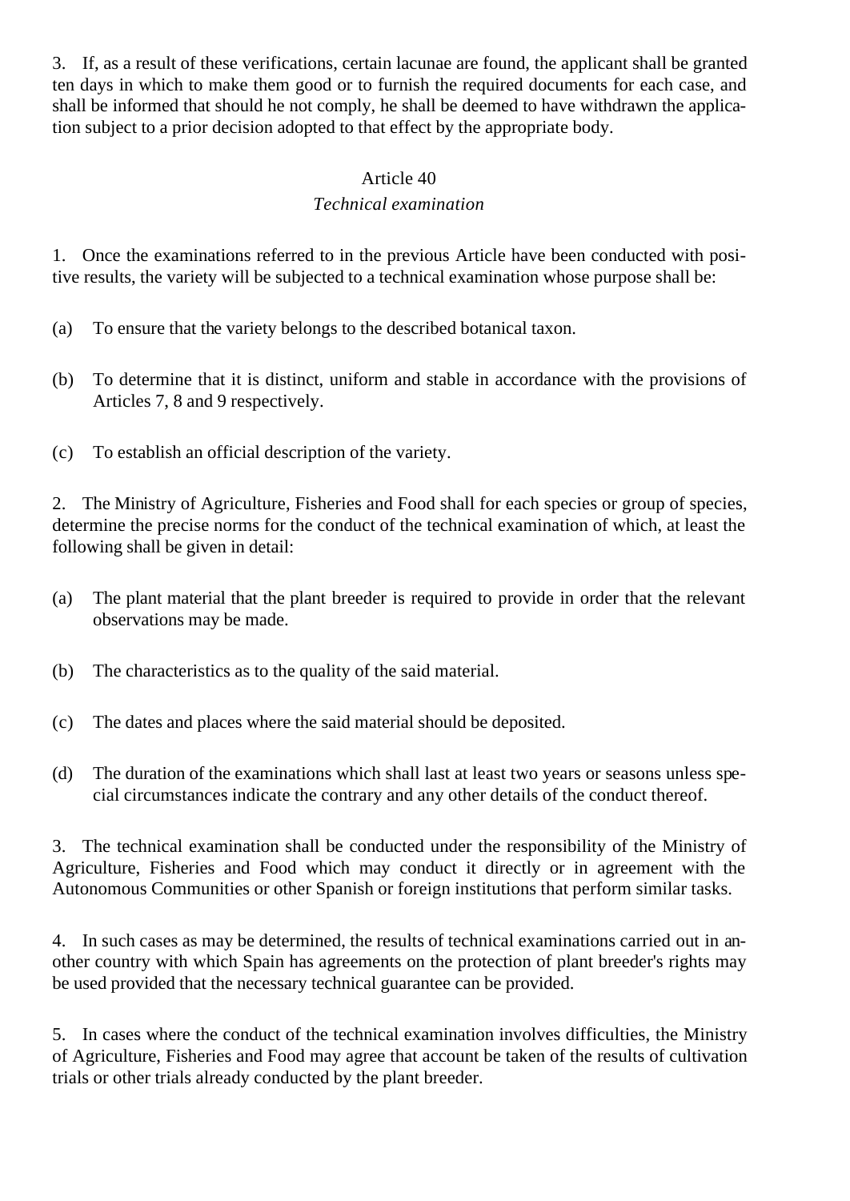3. If, as a result of these verifications, certain lacunae are found, the applicant shall be granted ten days in which to make them good or to furnish the required documents for each case, and shall be informed that should he not comply, he shall be deemed to have withdrawn the application subject to a prior decision adopted to that effect by the appropriate body.

### Article 40

*Technical examination*

1. Once the examinations referred to in the previous Article have been conducted with positive results, the variety will be subjected to a technical examination whose purpose shall be:

(a) To ensure that the variety belongs to the described botanical taxon.

(b) To determine that it is distinct, uniform and stable in accordance with the provisions of Articles 7, 8 and 9 respectively.

(c) To establish an official description of the variety.

2. The Ministry of Agriculture, Fisheries and Food shall for each species or group of species, determine the precise norms for the conduct of the technical examination of which, at least the following shall be given in detail:

(a) The plant material that the plant breeder is required to provide in order that the relevant observations may be made.

(b) The characteristics as to the quality of the said material.

(c) The dates and places where the said material should be deposited.

(d) The duration of the examinations which shall last at least two years or seasons unless special circumstances indicate the contrary and any other details of the conduct thereof.

3. The technical examination shall be conducted under the responsibility of the Ministry of Agriculture, Fisheries and Food which may conduct it directly or in agreement with the Autonomous Communities or other Spanish or foreign institutions that perform similar tasks.

4. In such cases as may be determined, the results of technical examinations carried out in another country with which Spain has agreements on the protection of plant breeder's rights may be used provided that the necessary technical guarantee can be provided.

5. In cases where the conduct of the technical examination involves difficulties, the Ministry of Agriculture, Fisheries and Food may agree that account be taken of the results of cultivation trials or other trials already conducted by the plant breeder.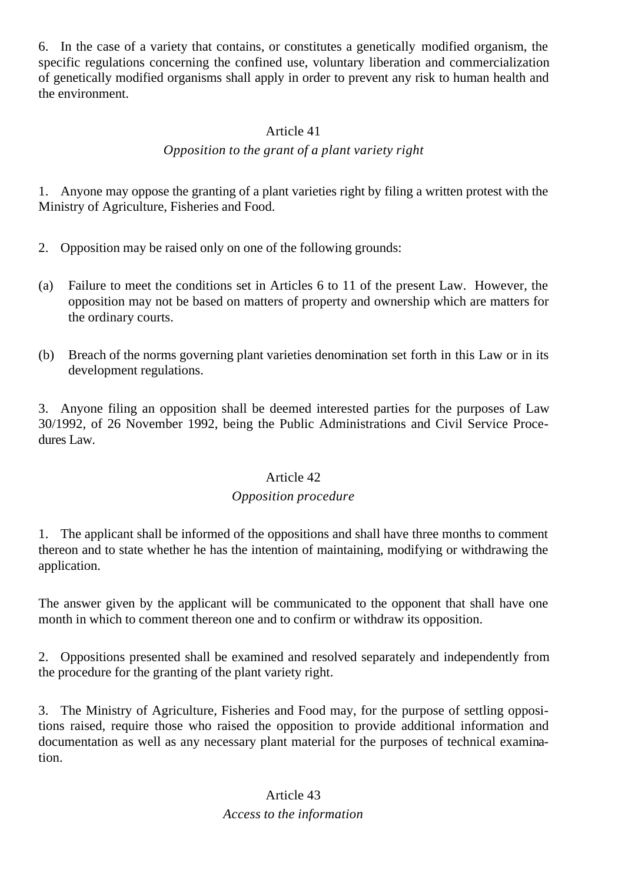6. In the case of a variety that contains, or constitutes a genetically modified organism, the specific regulations concerning the confined use, voluntary liberation and commercialization of genetically modified organisms shall apply in order to prevent any risk to human health and the environment.

## Article 41

*Opposition to the grant of a plant variety right*

1. Anyone may oppose the granting of a plant varieties right by filing a written protest with the Ministry of Agriculture, Fisheries and Food.

2. Opposition may be raised only on one of the following grounds:

(a) Failure to meet the conditions set in Articles 6 to 11 of the present Law. However, the opposition may not be based on matters of property and ownership which are matters for the ordinary courts.

(b) Breach of the norms governing plant varieties denomination set forth in this Law or in its development regulations.

3. Anyone filing an opposition shall be deemed interested parties for the purposes of Law 30/1992, of 26 November 1992, being the Public Administrations and Civil Service Procedures Law.

## Article 42

*Opposition procedure*

1. The applicant shall be informed of the oppositions and shall have three months to comment thereon and to state whether he has the intention of maintaining, modifying or withdrawing the application.

The answer given by the applicant will be communicated to the opponent that shall have one month in which to comment thereon one and to confirm or withdraw its opposition.

2. Oppositions presented shall be examined and resolved separately and independently from the procedure for the granting of the plant variety right.

3. The Ministry of Agriculture, Fisheries and Food may, for the purpose of settling oppositions raised, require those who raised the opposition to provide additional information and documentation as well as any necessary plant material for the purposes of technical examination.

## Article 43

*Access to the information*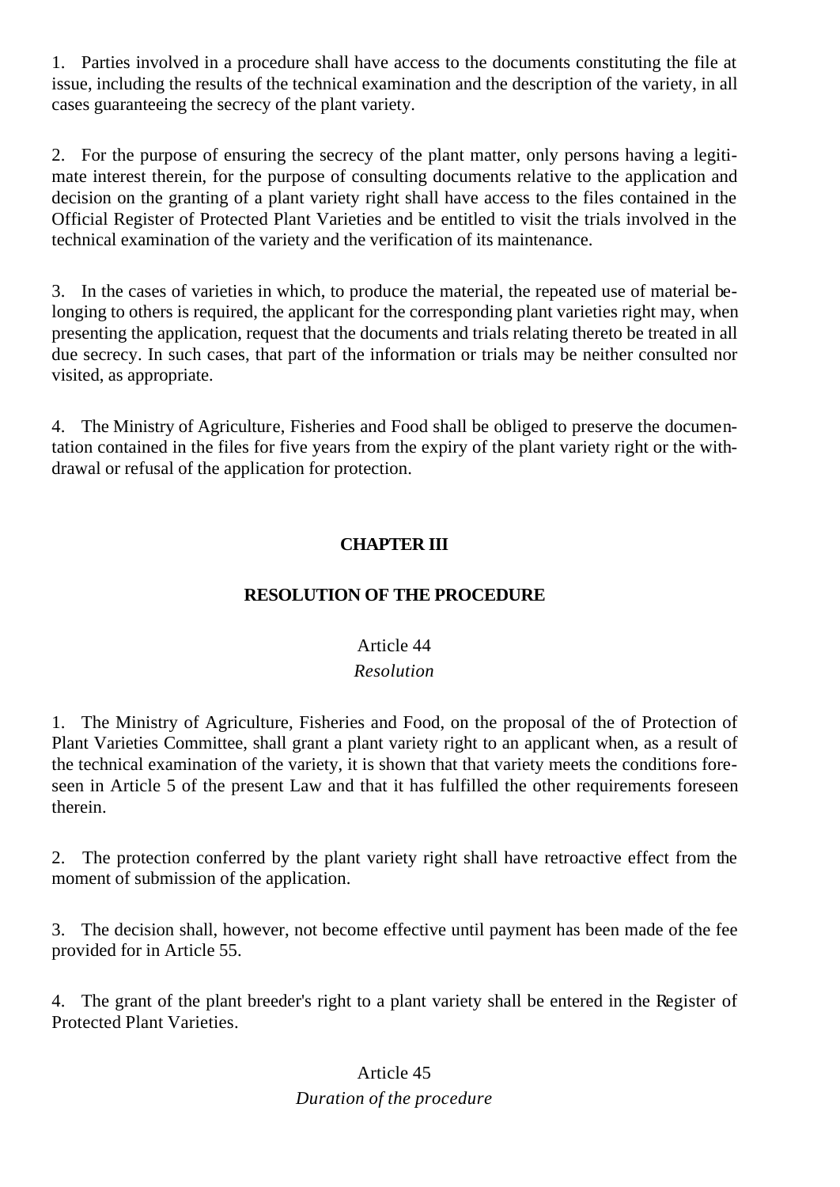1. Parties involved in a procedure shall have access to the documents constituting the file at issue, including the results of the technical examination and the description of the variety, in all cases guaranteeing the secrecy of the plant variety.

2. For the purpose of ensuring the secrecy of the plant matter, only persons having a legitimate interest therein, for the purpose of consulting documents relative to the application and decision on the granting of a plant variety right shall have access to the files contained in the Official Register of Protected Plant Varieties and be entitled to visit the trials involved in the technical examination of the variety and the verification of its maintenance.

3. In the cases of varieties in which, to produce the material, the repeated use of material belonging to others is required, the applicant for the corresponding plant varieties right may, when presenting the application, request that the documents and trials relating thereto be treated in all due secrecy. In such cases, that part of the information or trials may be neither consulted nor visited, as appropriate.

4. The Ministry of Agriculture, Fisheries and Food shall be obliged to preserve the documentation contained in the files for five years from the expiry of the plant variety right or the withdrawal or refusal of the application for protection.

## CHAPTER III

## RESOLUTION OF THE PROCEDURE

### Article 44
*Resolution*

1. The Ministry of Agriculture, Fisheries and Food, on the proposal of the of Protection of Plant Varieties Committee, shall grant a plant variety right to an applicant when, as a result of the technical examination of the variety, it is shown that that variety meets the conditions foreseen in Article 5 of the present Law and that it has fulfilled the other requirements foreseen therein.

2. The protection conferred by the plant variety right shall have retroactive effect from the moment of submission of the application.

3. The decision shall, however, not become effective until payment has been made of the fee provided for in Article 55.

4. The grant of the plant breeder's right to a plant variety shall be entered in the Register of Protected Plant Varieties.

### Article 45
*Duration of the procedure*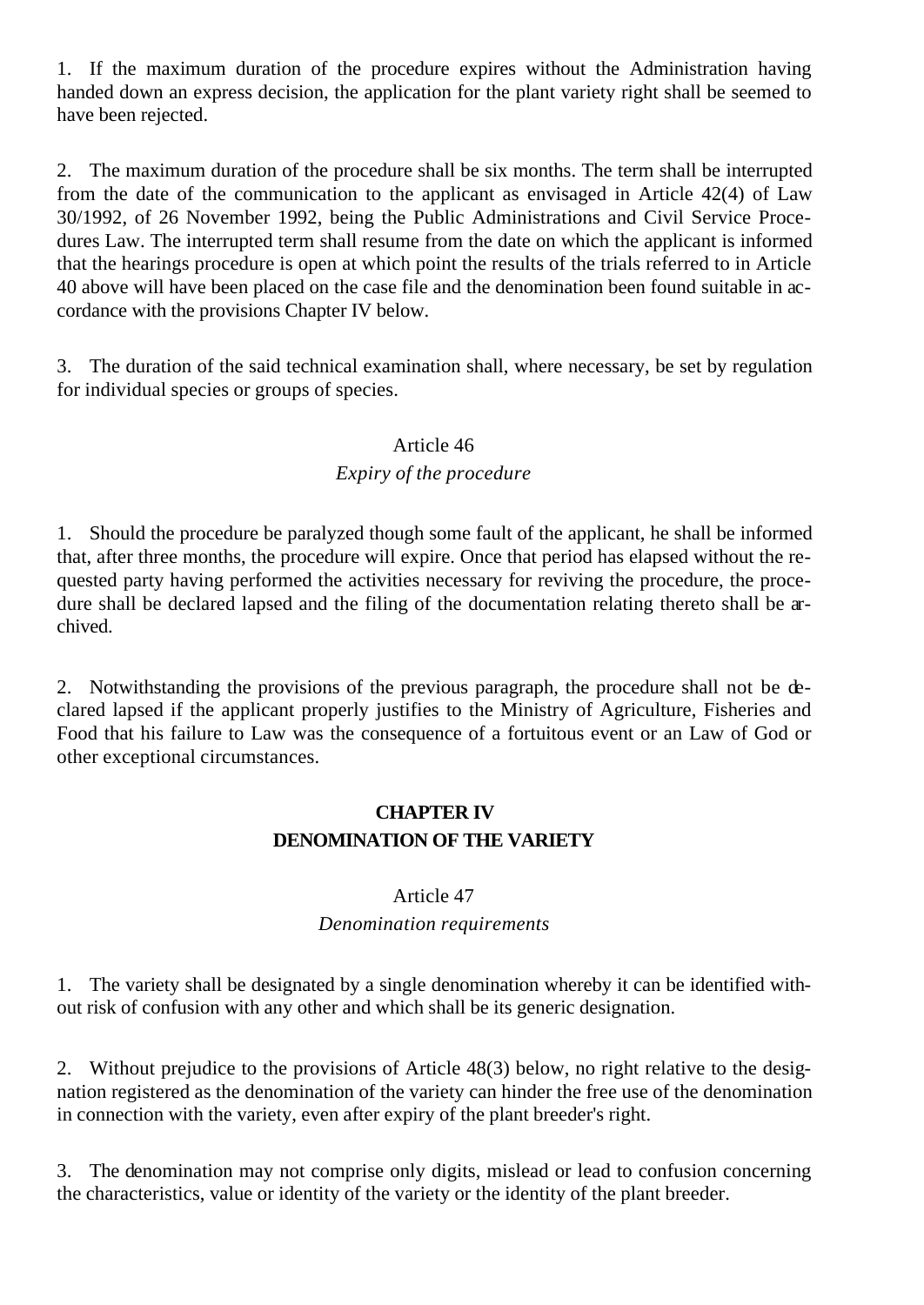1. If the maximum duration of the procedure expires without the Administration having handed down an express decision, the application for the plant variety right shall be seemed to have been rejected.

2. The maximum duration of the procedure shall be six months. The term shall be interrupted from the date of the communication to the applicant as envisaged in Article 42(4) of Law 30/1992, of 26 November 1992, being the Public Administrations and Civil Service Procedures Law. The interrupted term shall resume from the date on which the applicant is informed that the hearings procedure is open at which point the results of the trials referred to in Article 40 above will have been placed on the case file and the denomination been found suitable in accordance with the provisions Chapter IV below.

3. The duration of the said technical examination shall, where necessary, be set by regulation for individual species or groups of species.

### Article 46

*Expiry of the procedure*

1. Should the procedure be paralyzed though some fault of the applicant, he shall be informed that, after three months, the procedure will expire. Once that period has elapsed without the requested party having performed the activities necessary for reviving the procedure, the procedure shall be declared lapsed and the filing of the documentation relating thereto shall be archived.

2. Notwithstanding the provisions of the previous paragraph, the procedure shall not be declared lapsed if the applicant properly justifies to the Ministry of Agriculture, Fisheries and Food that his failure to Law was the consequence of a fortuitous event or an Law of God or other exceptional circumstances.

## CHAPTER IV
## DENOMINATION OF THE VARIETY

### Article 47

*Denomination requirements*

1. The variety shall be designated by a single denomination whereby it can be identified without risk of confusion with any other and which shall be its generic designation.

2. Without prejudice to the provisions of Article 48(3) below, no right relative to the designation registered as the denomination of the variety can hinder the free use of the denomination in connection with the variety, even after expiry of the plant breeder's right.

3. The denomination may not comprise only digits, mislead or lead to confusion concerning the characteristics, value or identity of the variety or the identity of the plant breeder.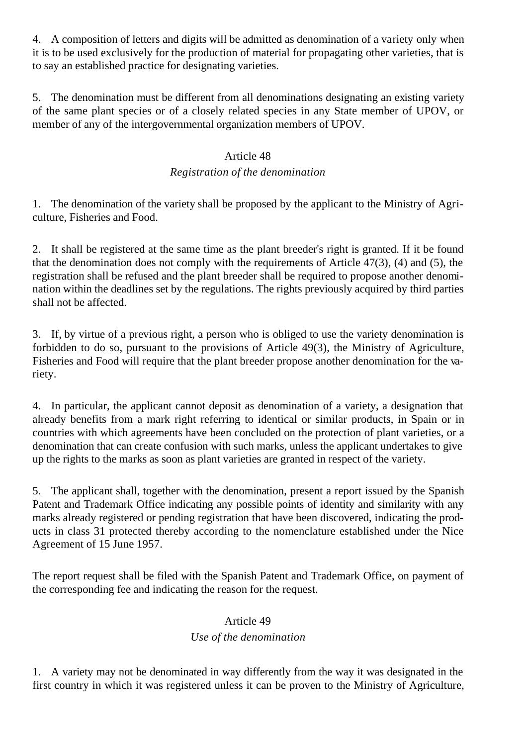4. A composition of letters and digits will be admitted as denomination of a variety only when it is to be used exclusively for the production of material for propagating other varieties, that is to say an established practice for designating varieties.

5. The denomination must be different from all denominations designating an existing variety of the same plant species or of a closely related species in any State member of UPOV, or member of any of the intergovernmental organization members of UPOV.

## Article 48

### *Registration of the denomination*

1. The denomination of the variety shall be proposed by the applicant to the Ministry of Agriculture, Fisheries and Food.

2. It shall be registered at the same time as the plant breeder's right is granted. If it be found that the denomination does not comply with the requirements of Article 47(3), (4) and (5), the registration shall be refused and the plant breeder shall be required to propose another denomination within the deadlines set by the regulations. The rights previously acquired by third parties shall not be affected.

3. If, by virtue of a previous right, a person who is obliged to use the variety denomination is forbidden to do so, pursuant to the provisions of Article 49(3), the Ministry of Agriculture, Fisheries and Food will require that the plant breeder propose another denomination for the variety.

4. In particular, the applicant cannot deposit as denomination of a variety, a designation that already benefits from a mark right referring to identical or similar products, in Spain or in countries with which agreements have been concluded on the protection of plant varieties, or a denomination that can create confusion with such marks, unless the applicant undertakes to give up the rights to the marks as soon as plant varieties are granted in respect of the variety.

5. The applicant shall, together with the denomination, present a report issued by the Spanish Patent and Trademark Office indicating any possible points of identity and similarity with any marks already registered or pending registration that have been discovered, indicating the products in class 31 protected thereby according to the nomenclature established under the Nice Agreement of 15 June 1957.

The report request shall be filed with the Spanish Patent and Trademark Office, on payment of the corresponding fee and indicating the reason for the request.

## Article 49

### *Use of the denomination*

1. A variety may not be denominated in way differently from the way it was designated in the first country in which it was registered unless it can be proven to the Ministry of Agriculture,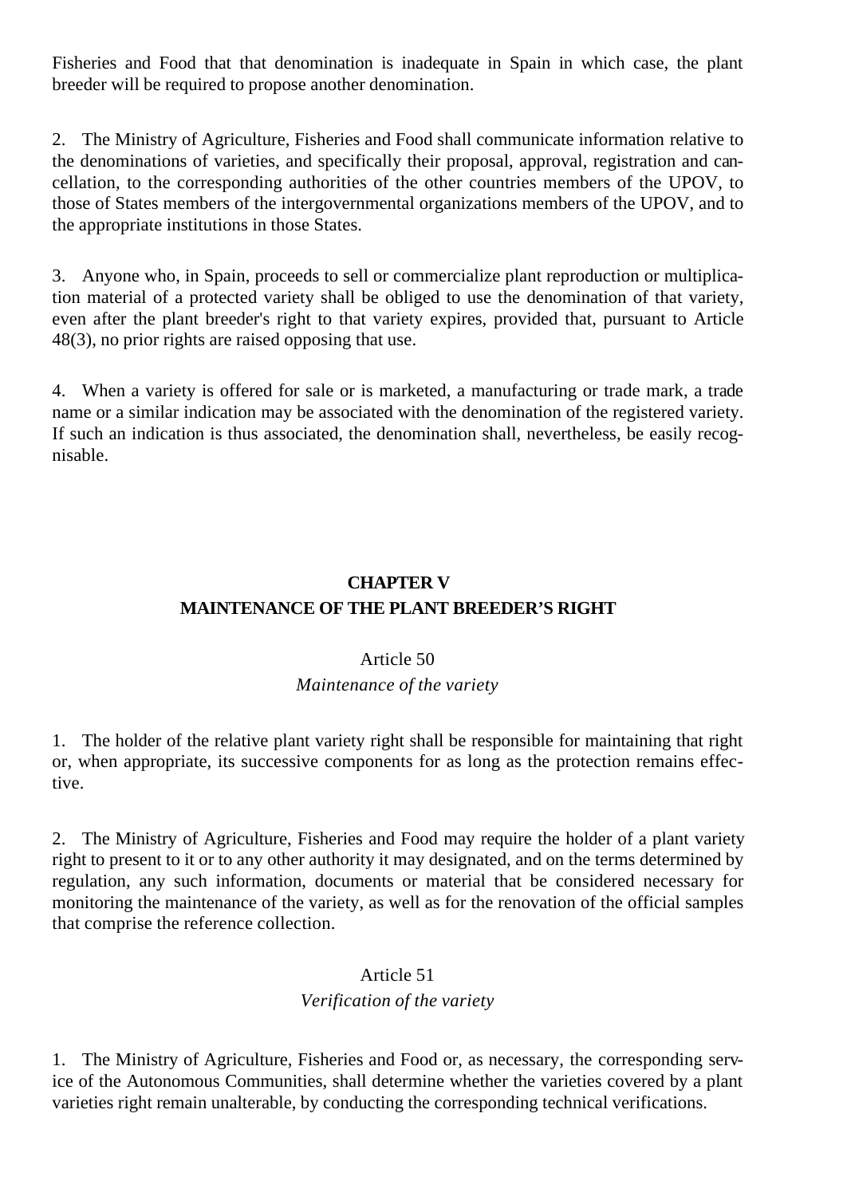Fisheries and Food that that denomination is inadequate in Spain in which case, the plant breeder will be required to propose another denomination.

2. The Ministry of Agriculture, Fisheries and Food shall communicate information relative to the denominations of varieties, and specifically their proposal, approval, registration and cancellation, to the corresponding authorities of the other countries members of the UPOV, to those of States members of the intergovernmental organizations members of the UPOV, and to the appropriate institutions in those States.

3. Anyone who, in Spain, proceeds to sell or commercialize plant reproduction or multiplication material of a protected variety shall be obliged to use the denomination of that variety, even after the plant breeder's right to that variety expires, provided that, pursuant to Article 48(3), no prior rights are raised opposing that use.

4. When a variety is offered for sale or is marketed, a manufacturing or trade mark, a trade name or a similar indication may be associated with the denomination of the registered variety. If such an indication is thus associated, the denomination shall, nevertheless, be easily recognisable.

## CHAPTER V
## MAINTENANCE OF THE PLANT BREEDER'S RIGHT

### Article 50
*Maintenance of the variety*

1. The holder of the relative plant variety right shall be responsible for maintaining that right or, when appropriate, its successive components for as long as the protection remains effective.

2. The Ministry of Agriculture, Fisheries and Food may require the holder of a plant variety right to present to it or to any other authority it may designated, and on the terms determined by regulation, any such information, documents or material that be considered necessary for monitoring the maintenance of the variety, as well as for the renovation of the official samples that comprise the reference collection.

### Article 51
*Verification of the variety*

1. The Ministry of Agriculture, Fisheries and Food or, as necessary, the corresponding service of the Autonomous Communities, shall determine whether the varieties covered by a plant varieties right remain unalterable, by conducting the corresponding technical verifications.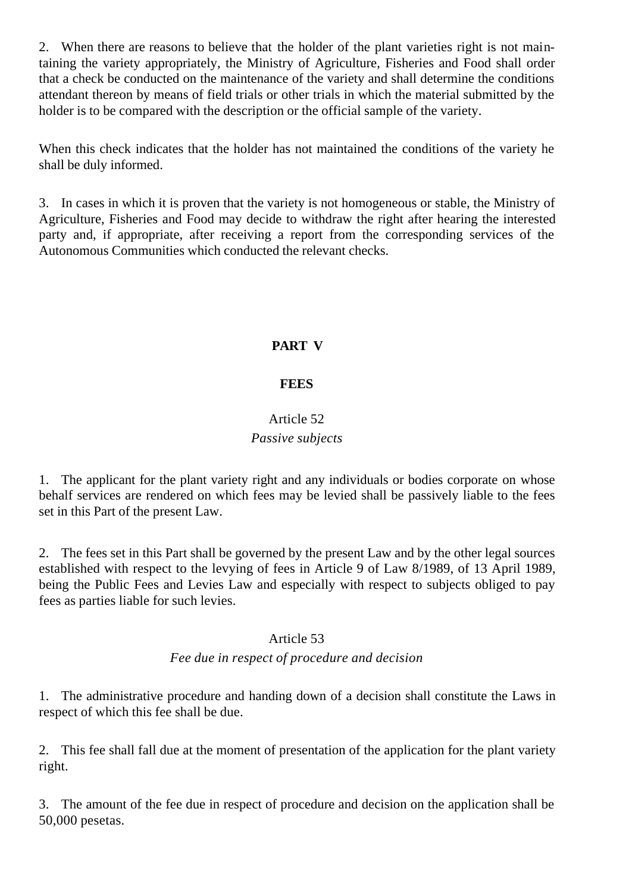2. When there are reasons to believe that the holder of the plant varieties right is not maintaining the variety appropriately, the Ministry of Agriculture, Fisheries and Food shall order that a check be conducted on the maintenance of the variety and shall determine the conditions attendant thereon by means of field trials or other trials in which the material submitted by the holder is to be compared with the description or the official sample of the variety.

When this check indicates that the holder has not maintained the conditions of the variety he shall be duly informed.

3. In cases in which it is proven that the variety is not homogeneous or stable, the Ministry of Agriculture, Fisheries and Food may decide to withdraw the right after hearing the interested party and, if appropriate, after receiving a report from the corresponding services of the Autonomous Communities which conducted the relevant checks.

## PART V

## FEES

### Article 52

*Passive subjects*

1. The applicant for the plant variety right and any individuals or bodies corporate on whose behalf services are rendered on which fees may be levied shall be passively liable to the fees set in this Part of the present Law.

2. The fees set in this Part shall be governed by the present Law and by the other legal sources established with respect to the levying of fees in Article 9 of Law 8/1989, of 13 April 1989, being the Public Fees and Levies Law and especially with respect to subjects obliged to pay fees as parties liable for such levies.

### Article 53

*Fee due in respect of procedure and decision*

1. The administrative procedure and handing down of a decision shall constitute the Laws in respect of which this fee shall be due.

2. This fee shall fall due at the moment of presentation of the application for the plant variety right.

3. The amount of the fee due in respect of procedure and decision on the application shall be 50,000 pesetas.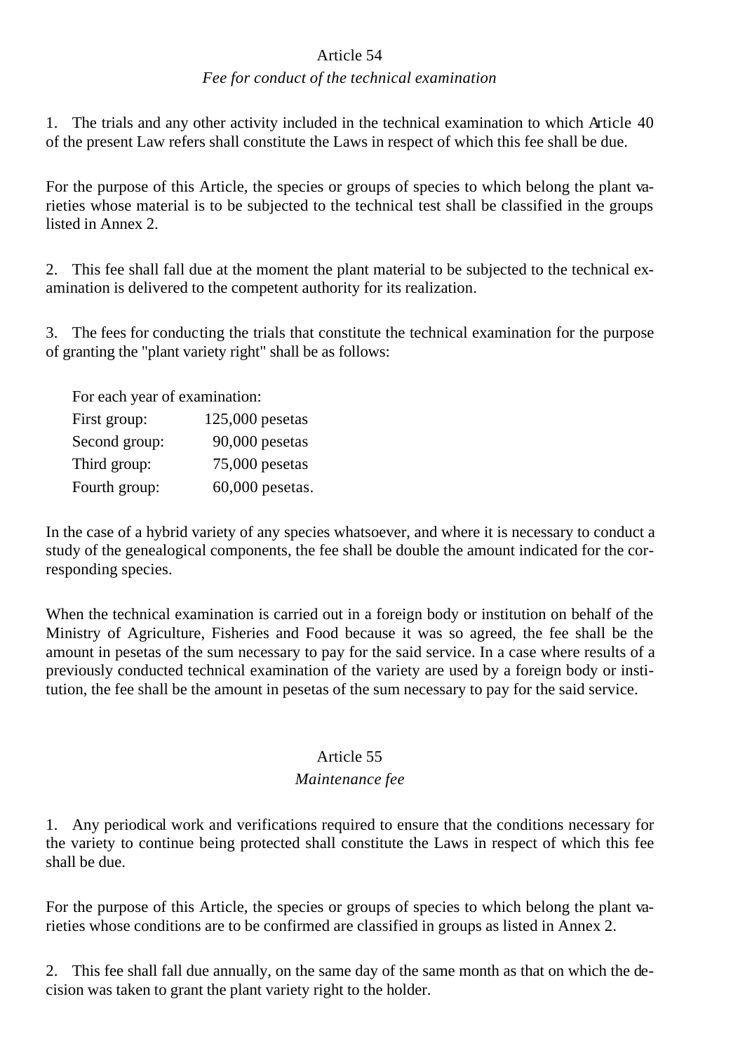Article 54

*Fee for conduct of the technical examination*

1. The trials and any other activity included in the technical examination to which Article 40 of the present Law refers shall constitute the Laws in respect of which this fee shall be due.

For the purpose of this Article, the species or groups of species to which belong the plant varieties whose material is to be subjected to the technical test shall be classified in the groups listed in Annex 2.

2. This fee shall fall due at the moment the plant material to be subjected to the technical examination is delivered to the competent authority for its realization.

3. The fees for conducting the trials that constitute the technical examination for the purpose of granting the "plant variety right" shall be as follows:

For each year of examination:

| | |
|---|---|
| First group: | 125,000 pesetas |
| Second group: | 90,000 pesetas |
| Third group: | 75,000 pesetas |
| Fourth group: | 60,000 pesetas. |

In the case of a hybrid variety of any species whatsoever, and where it is necessary to conduct a study of the genealogical components, the fee shall be double the amount indicated for the corresponding species.

When the technical examination is carried out in a foreign body or institution on behalf of the Ministry of Agriculture, Fisheries and Food because it was so agreed, the fee shall be the amount in pesetas of the sum necessary to pay for the said service. In a case where results of a previously conducted technical examination of the variety are used by a foreign body or institution, the fee shall be the amount in pesetas of the sum necessary to pay for the said service.

Article 55

*Maintenance fee*

1. Any periodical work and verifications required to ensure that the conditions necessary for the variety to continue being protected shall constitute the Laws in respect of which this fee shall be due.

For the purpose of this Article, the species or groups of species to which belong the plant varieties whose conditions are to be confirmed are classified in groups as listed in Annex 2.

2. This fee shall fall due annually, on the same day of the same month as that on which the decision was taken to grant the plant variety right to the holder.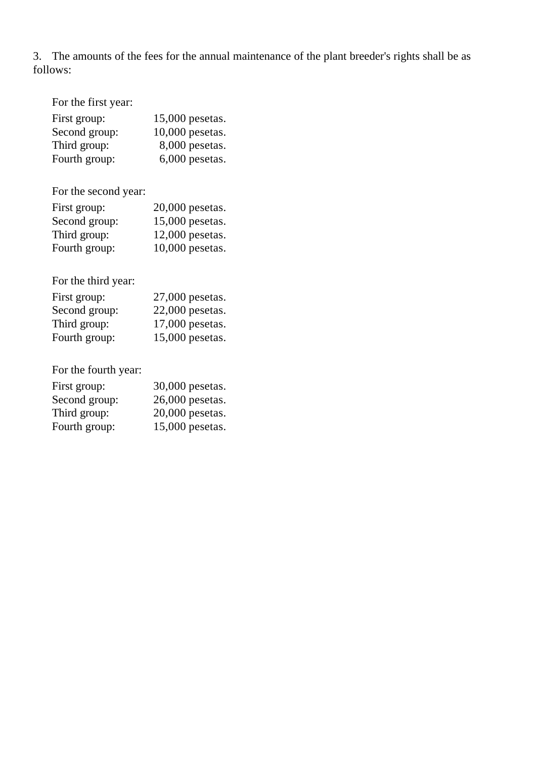3. The amounts of the fees for the annual maintenance of the plant breeder's rights shall be as follows:

For the first year:

| | |
|---|---|
| First group: | 15,000 pesetas. |
| Second group: | 10,000 pesetas. |
| Third group: | 8,000 pesetas. |
| Fourth group: | 6,000 pesetas. |

For the second year:

| | |
|---|---|
| First group: | 20,000 pesetas. |
| Second group: | 15,000 pesetas. |
| Third group: | 12,000 pesetas. |
| Fourth group: | 10,000 pesetas. |

For the third year:

| | |
|---|---|
| First group: | 27,000 pesetas. |
| Second group: | 22,000 pesetas. |
| Third group: | 17,000 pesetas. |
| Fourth group: | 15,000 pesetas. |

For the fourth year:

| | |
|---|---|
| First group: | 30,000 pesetas. |
| Second group: | 26,000 pesetas. |
| Third group: | 20,000 pesetas. |
| Fourth group: | 15,000 pesetas. |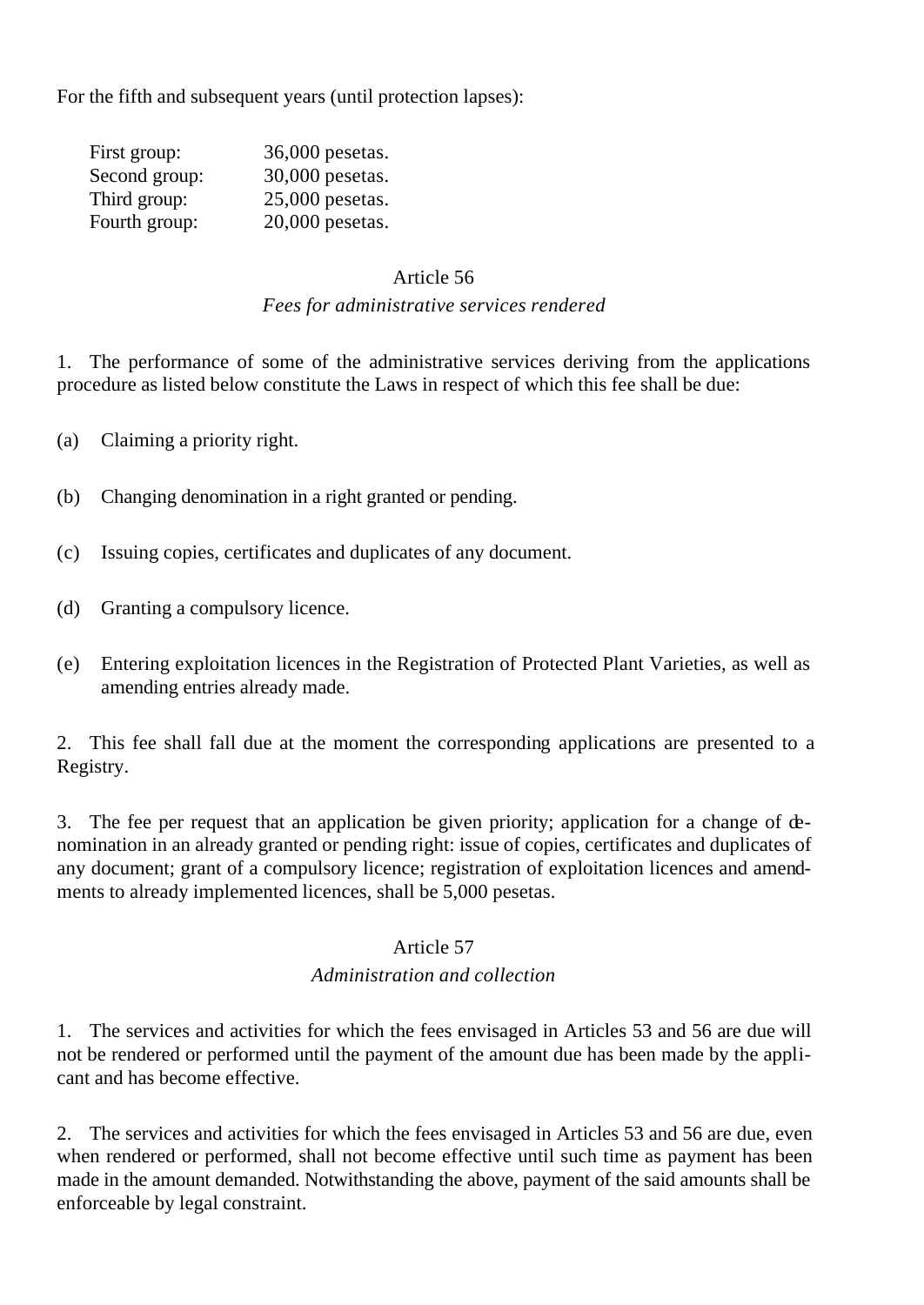For the fifth and subsequent years (until protection lapses):

| | |
|---|---|
| First group: | 36,000 pesetas. |
| Second group: | 30,000 pesetas. |
| Third group: | 25,000 pesetas. |
| Fourth group: | 20,000 pesetas. |

## Article 56

*Fees for administrative services rendered*

1. The performance of some of the administrative services deriving from the applications procedure as listed below constitute the Laws in respect of which this fee shall be due:

(a) Claiming a priority right.

(b) Changing denomination in a right granted or pending.

(c) Issuing copies, certificates and duplicates of any document.

(d) Granting a compulsory licence.

(e) Entering exploitation licences in the Registration of Protected Plant Varieties, as well as amending entries already made.

2. This fee shall fall due at the moment the corresponding applications are presented to a Registry.

3. The fee per request that an application be given priority; application for a change of denomination in an already granted or pending right: issue of copies, certificates and duplicates of any document; grant of a compulsory licence; registration of exploitation licences and amendments to already implemented licences, shall be 5,000 pesetas.

## Article 57

*Administration and collection*

1. The services and activities for which the fees envisaged in Articles 53 and 56 are due will not be rendered or performed until the payment of the amount due has been made by the applicant and has become effective.

2. The services and activities for which the fees envisaged in Articles 53 and 56 are due, even when rendered or performed, shall not become effective until such time as payment has been made in the amount demanded. Notwithstanding the above, payment of the said amounts shall be enforceable by legal constraint.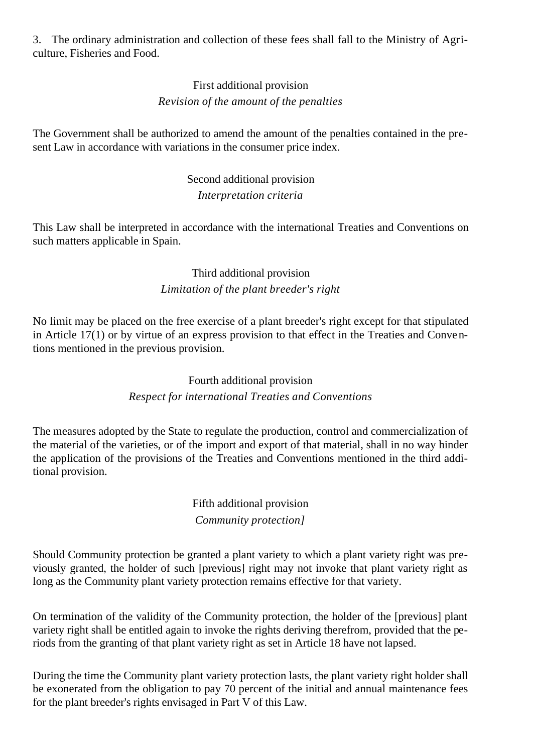3. The ordinary administration and collection of these fees shall fall to the Ministry of Agriculture, Fisheries and Food.

### First additional provision
*Revision of the amount of the penalties*

The Government shall be authorized to amend the amount of the penalties contained in the present Law in accordance with variations in the consumer price index.

### Second additional provision
*Interpretation criteria*

This Law shall be interpreted in accordance with the international Treaties and Conventions on such matters applicable in Spain.

### Third additional provision
*Limitation of the plant breeder's right*

No limit may be placed on the free exercise of a plant breeder's right except for that stipulated in Article 17(1) or by virtue of an express provision to that effect in the Treaties and Conventions mentioned in the previous provision.

### Fourth additional provision
*Respect for international Treaties and Conventions*

The measures adopted by the State to regulate the production, control and commercialization of the material of the varieties, or of the import and export of that material, shall in no way hinder the application of the provisions of the Treaties and Conventions mentioned in the third additional provision.

### Fifth additional provision
*Community protection]*

Should Community protection be granted a plant variety to which a plant variety right was previously granted, the holder of such [previous] right may not invoke that plant variety right as long as the Community plant variety protection remains effective for that variety.

On termination of the validity of the Community protection, the holder of the [previous] plant variety right shall be entitled again to invoke the rights deriving therefrom, provided that the periods from the granting of that plant variety right as set in Article 18 have not lapsed.

During the time the Community plant variety protection lasts, the plant variety right holder shall be exonerated from the obligation to pay 70 percent of the initial and annual maintenance fees for the plant breeder's rights envisaged in Part V of this Law.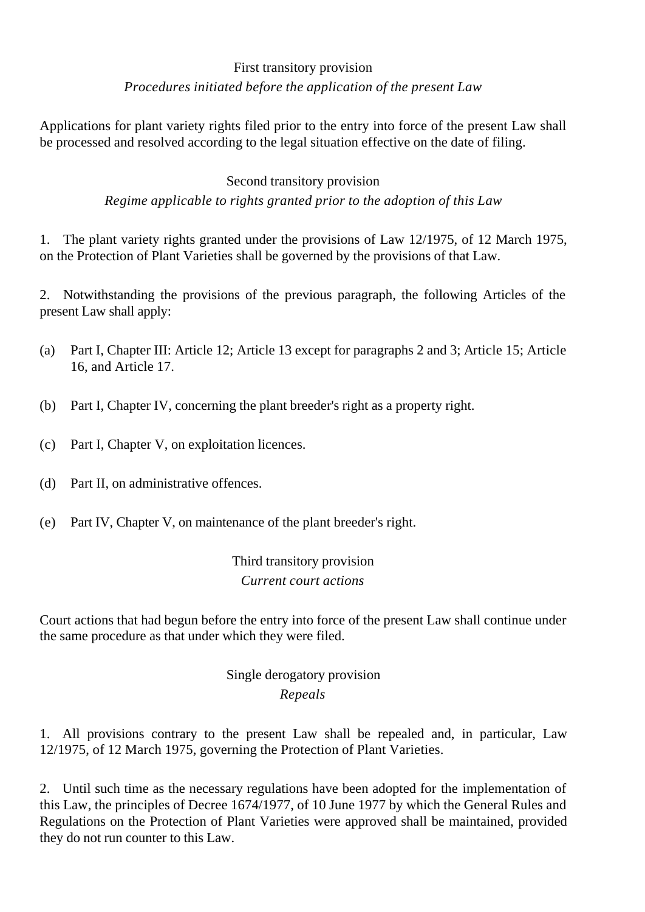### First transitory provision

*Procedures initiated before the application of the present Law*

Applications for plant variety rights filed prior to the entry into force of the present Law shall be processed and resolved according to the legal situation effective on the date of filing.

### Second transitory provision

*Regime applicable to rights granted prior to the adoption of this Law*

1. The plant variety rights granted under the provisions of Law 12/1975, of 12 March 1975, on the Protection of Plant Varieties shall be governed by the provisions of that Law.

2. Notwithstanding the provisions of the previous paragraph, the following Articles of the present Law shall apply:

(a) Part I, Chapter III: Article 12; Article 13 except for paragraphs 2 and 3; Article 15; Article 16, and Article 17.

(b) Part I, Chapter IV, concerning the plant breeder's right as a property right.

(c) Part I, Chapter V, on exploitation licences.

(d) Part II, on administrative offences.

(e) Part IV, Chapter V, on maintenance of the plant breeder's right.

### Third transitory provision

*Current court actions*

Court actions that had begun before the entry into force of the present Law shall continue under the same procedure as that under which they were filed.

### Single derogatory provision

*Repeals*

1. All provisions contrary to the present Law shall be repealed and, in particular, Law 12/1975, of 12 March 1975, governing the Protection of Plant Varieties.

2. Until such time as the necessary regulations have been adopted for the implementation of this Law, the principles of Decree 1674/1977, of 10 June 1977 by which the General Rules and Regulations on the Protection of Plant Varieties were approved shall be maintained, provided they do not run counter to this Law.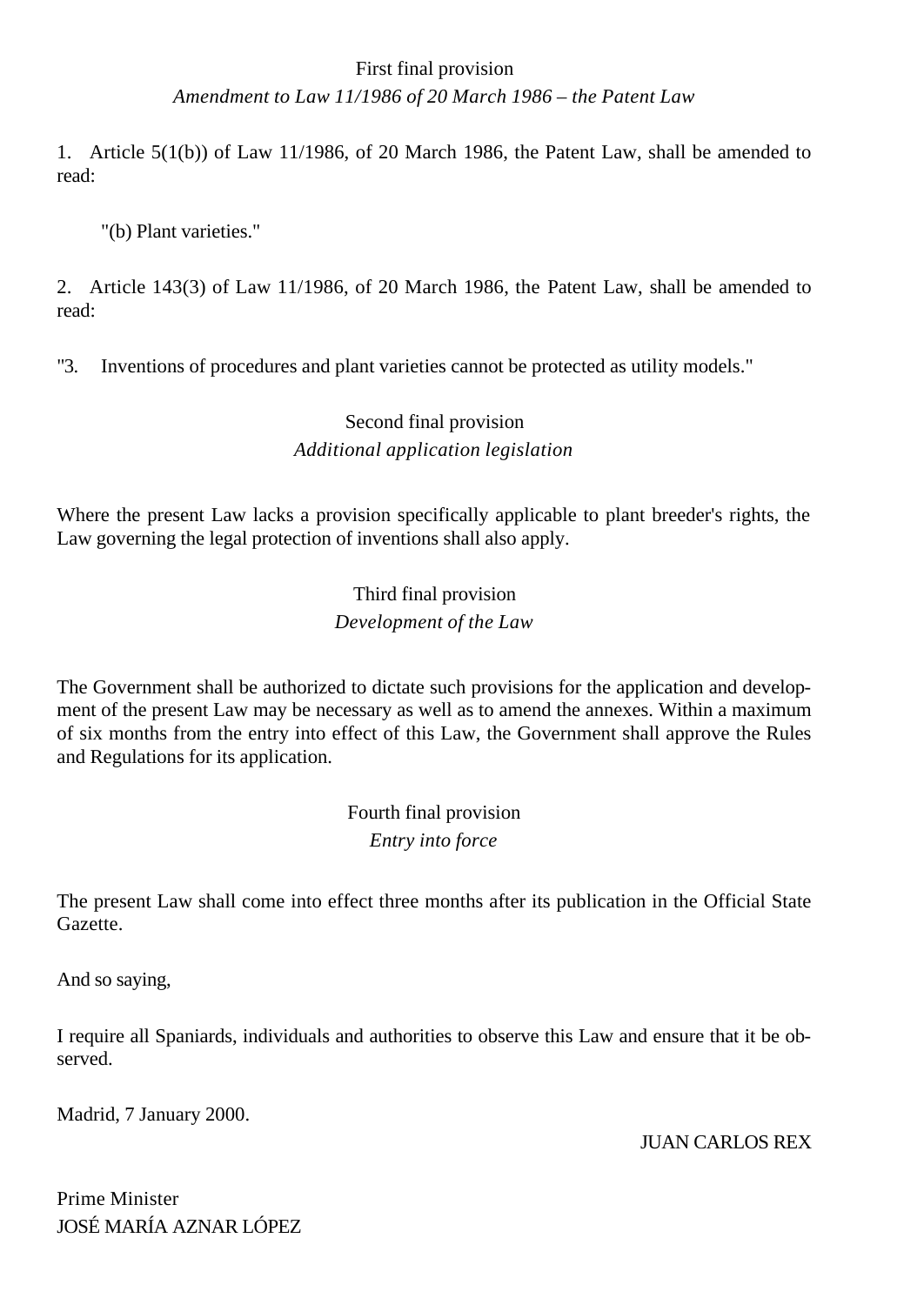### First final provision

*Amendment to Law 11/1986 of 20 March 1986 – the Patent Law*

1. Article 5(1(b)) of Law 11/1986, of 20 March 1986, the Patent Law, shall be amended to read:

"(b) Plant varieties."

2. Article 143(3) of Law 11/1986, of 20 March 1986, the Patent Law, shall be amended to read:

"3. Inventions of procedures and plant varieties cannot be protected as utility models."

### Second final provision

*Additional application legislation*

Where the present Law lacks a provision specifically applicable to plant breeder's rights, the Law governing the legal protection of inventions shall also apply.

### Third final provision

*Development of the Law*

The Government shall be authorized to dictate such provisions for the application and development of the present Law may be necessary as well as to amend the annexes. Within a maximum of six months from the entry into effect of this Law, the Government shall approve the Rules and Regulations for its application.

### Fourth final provision

*Entry into force*

The present Law shall come into effect three months after its publication in the Official State Gazette.

And so saying,

I require all Spaniards, individuals and authorities to observe this Law and ensure that it be observed.

Madrid, 7 January 2000.

JUAN CARLOS REX

Prime Minister
JOSÉ MARÍA AZNAR LÓPEZ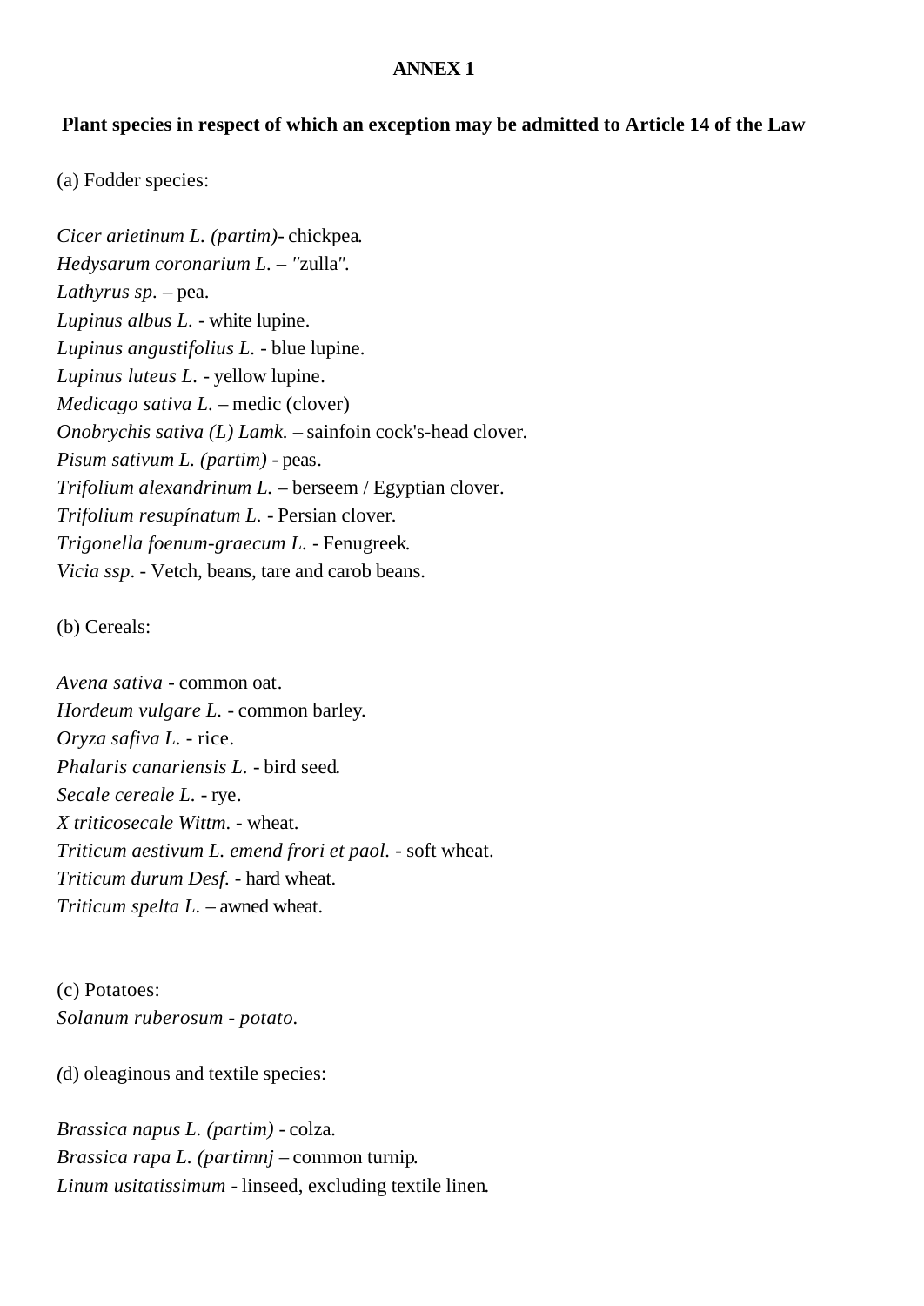## ANNEX 1

### Plant species in respect of which an exception may be admitted to Article 14 of the Law

(a) Fodder species:

*Cicer arietinum L. (partim)*- chickpea.
*Hedysarum coronarium L.* – "zulla".
*Lathyrus sp.* – pea.
*Lupinus albus L.* - white lupine.
*Lupinus angustifolius L.* - blue lupine.
*Lupinus luteus L.* - yellow lupine.
*Medicago sativa L.* – medic (clover)
*Onobrychis sativa (L) Lamk.* – sainfoin cock's-head clover.
*Pisum sativum L. (partim)* - peas.
*Trifolium alexandrinum L.* – berseem / Egyptian clover.
*Trifolium resupínatum L.* - Persian clover.
*Trigonella foenum-graecum L.* - Fenugreek.
*Vicia ssp.* - Vetch, beans, tare and carob beans.

(b) Cereals:

*Avena sativa* - common oat.
*Hordeum vulgare L.* - common barley.
*Oryza safiva L.* - rice.
*Phalaris canariensis L.* - bird seed.
*Secale cereale L.* - rye.
*X triticosecale Wittm.* - wheat.
*Triticum aestivum L. emend frori et paol.* - soft wheat.
*Triticum durum Desf.* - hard wheat.
*Triticum spelta L.* – awned wheat.

(c) Potatoes:
*Solanum ruberosum - potato.*

(d) oleaginous and textile species:

*Brassica napus L. (partim)* - colza.
*Brassica rapa L. (partimnj* – common turnip.
*Linum usitatissimum* - linseed, excluding textile linen.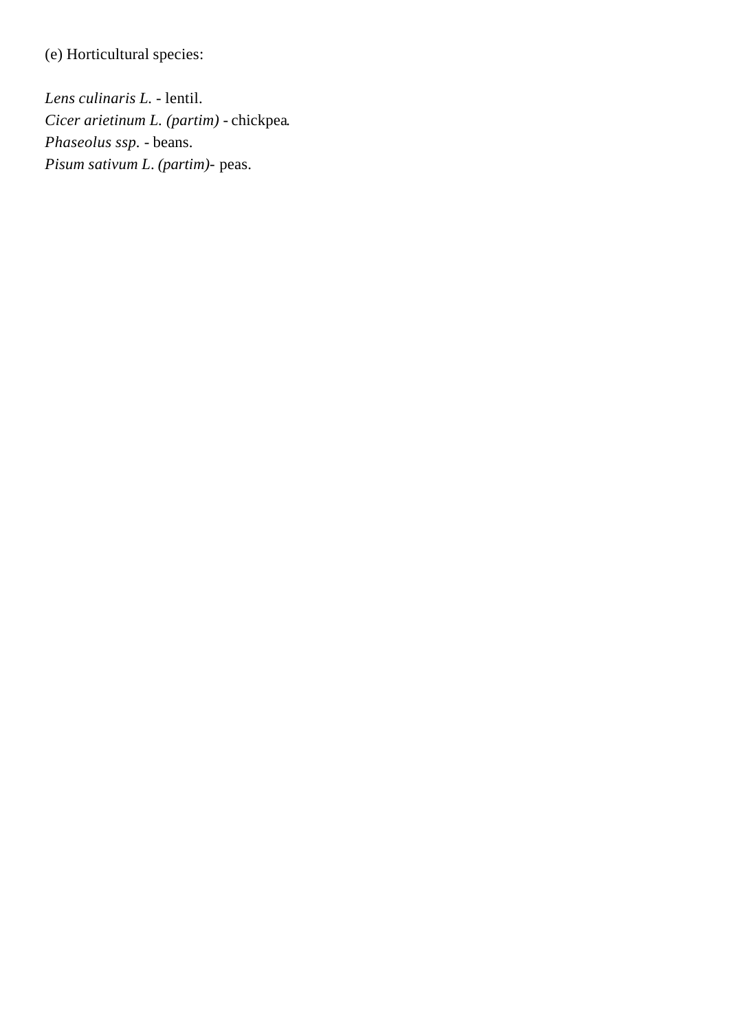(e) Horticultural species:

*Lens culinaris L.* - lentil.
*Cicer arietinum L. (partim)* - chickpea.
*Phaseolus ssp.* - beans.
*Pisum sativum L. (partim)*- peas.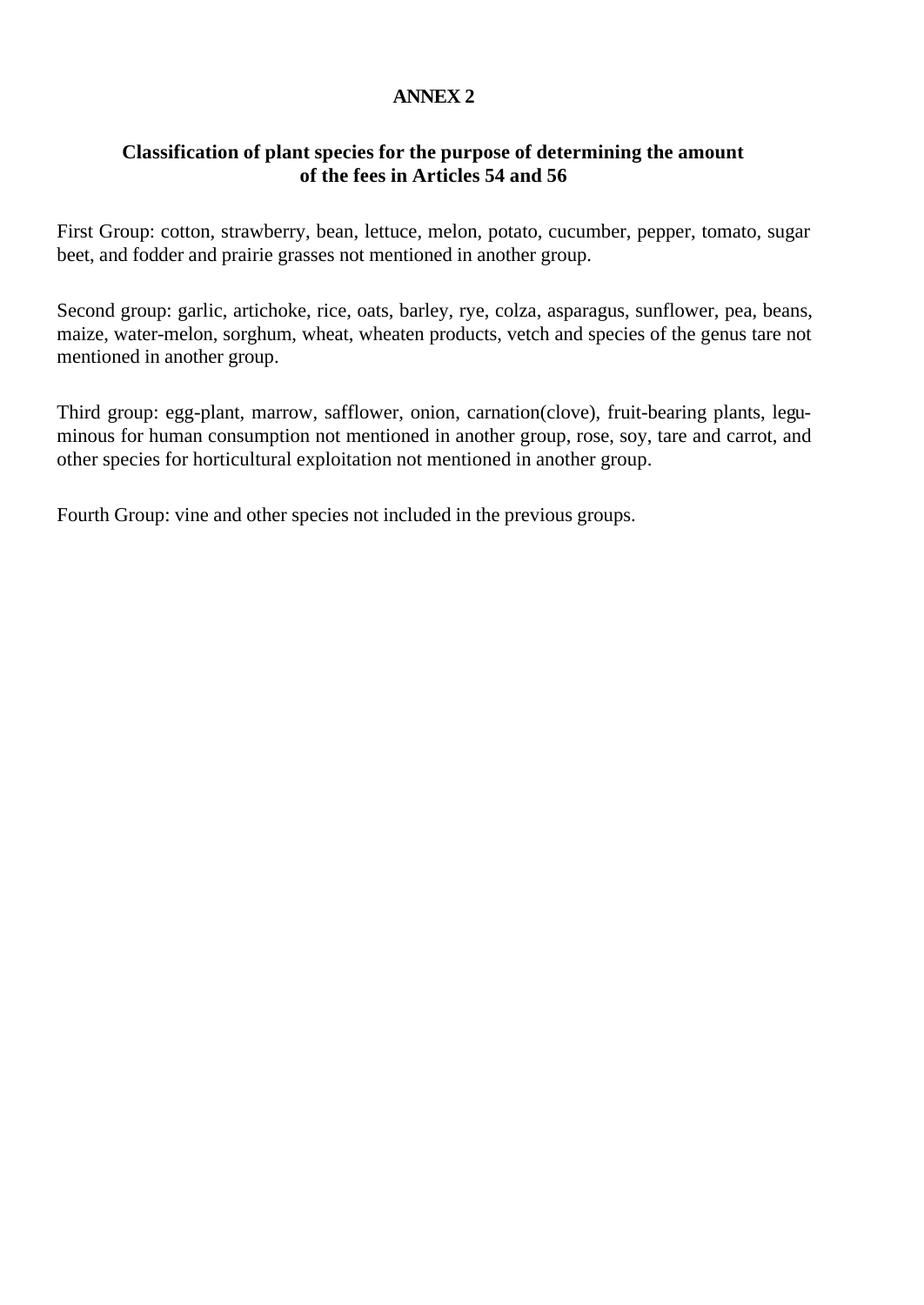# ANNEX 2

## Classification of plant species for the purpose of determining the amount of the fees in Articles 54 and 56

First Group: cotton, strawberry, bean, lettuce, melon, potato, cucumber, pepper, tomato, sugar beet, and fodder and prairie grasses not mentioned in another group.

Second group: garlic, artichoke, rice, oats, barley, rye, colza, asparagus, sunflower, pea, beans, maize, water-melon, sorghum, wheat, wheaten products, vetch and species of the genus tare not mentioned in another group.

Third group: egg-plant, marrow, safflower, onion, carnation(clove), fruit-bearing plants, leguminous for human consumption not mentioned in another group, rose, soy, tare and carrot, and other species for horticultural exploitation not mentioned in another group.

Fourth Group: vine and other species not included in the previous groups.